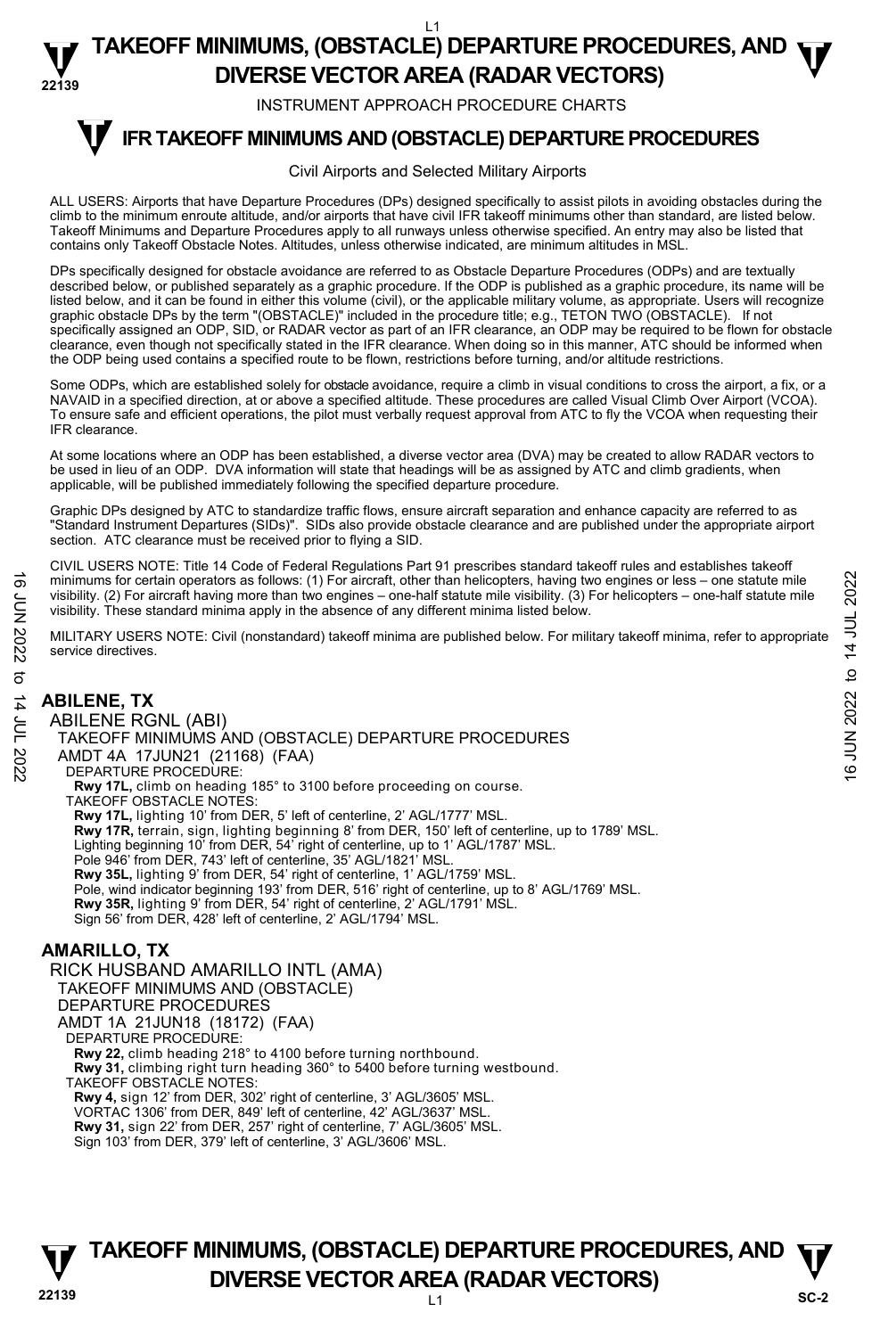# TAKEOFF MINIMUMS, (OBSTACLE) DEPARTURE PROCEDURES, AND DIVERSE VECTOR AREA (RADAR VECTORS)

INSTRUMENT APPROACH PROCEDURE CHARTS

## IFR TAKEOFF MINIMUMS AND (OBSTACLE) DEPARTURE PROCEDURES

Civil Airports and Selected Military Airports

ALL USERS: Airports that have Departure Procedures (DPs) designed specifically to assist pilots in avoiding obstacles during the climb to the minimum enroute altitude, and/or airports that have civil IFR takeoff minimums other than standard, are listed below. Takeoff Minimums and Departure Procedures apply to all runways unless otherwise specified. An entry may also be listed that contains only Takeoff Obstacle Notes. Altitudes, unless otherwise indicated, are minimum altitudes in MSL.

DPs specifically designed for obstacle avoidance are referred to as Obstacle Departure Procedures (ODPs) and are textually described below, or published separately as a graphic procedure. If the ODP is published as a graphic procedure, its name will be listed below, and it can be found in either this volume (civil), or the applicable military volume, as appropriate. Users will recognize graphic obstacle DPs by the term "(OBSTACLE)" included in the procedure title; e.g., TETON TWO (OBSTACLE). If not specifically assigned an ODP, SID, or RADAR vector as part of an IFR clearance, an ODP may be required to be flown for obstacle clearance, even though not specifically stated in the IFR clearance. When doing so in this manner, ATC should be informed when the ODP being used contains a specified route to be flown, restrictions before turning, and/or altitude restrictions.

Some ODPs, which are established solely for obstacle avoidance, require a climb in visual conditions to cross the airport, a fix, or a NAVAID in a specified direction, at or above a specified altitude. These procedures are called Visual Climb Over Airport (VCOA). To ensure safe and efficient operations, the pilot must verbally request approval from ATC to fly the VCOA when requesting their IFR clearance.

At some locations where an ODP has been established, a diverse vector area (DVA) may be created to allow RADAR vectors to be used in lieu of an ODP. DVA information will state that headings will be as assigned by ATC and climb gradients, when applicable, will be published immediately following the specified departure procedure.

Graphic DPs designed by ATC to standardize traffic flows, ensure aircraft separation and enhance capacity are referred to as "Standard Instrument Departures (SIDs)". SIDs also provide obstacle clearance and are published under the appropriate airport section. ATC clearance must be received prior to flying a SID.

CIVIL USERS NOTE: Title 14 Code of Federal Regulations Part 91 prescribes standard takeoff rules and establishes takeoff minimums for certain operators as follows: (1) For aircraft, other than helicopters, having two engines or less – one statute mile visibility. (2) For aircraft having more than two engines – one-half statute mile visibility. (3) For helicopters – one-half statute mile visibility. These standard minima apply in the absence of any different minima listed below.

MILITARY USERS NOTE: Civil (nonstandard) takeoff minima are published below. For military takeoff minima, refer to appropriate service directives.

### ABILENE, TX

ABILENE RGNL (ABI)
TAKEOFF MINIMUMS AND (OBSTACLE) DEPARTURE PROCEDURES
AMDT 4A 17JUN21 (21168) (FAA)
DEPARTURE PROCEDURE:
**Rwy 17L,** climb on heading 185° to 3100 before proceeding on course.
TAKEOFF OBSTACLE NOTES:
**Rwy 17L,** lighting 10' from DER, 5' left of centerline, 2' AGL/1777' MSL.
**Rwy 17R,** terrain, sign, lighting beginning 8' from DER, 150' left of centerline, up to 1789' MSL.
Lighting beginning 10' from DER, 54' right of centerline, up to 1' AGL/1787' MSL.
Pole 946' from DER, 743' left of centerline, 35' AGL/1821' MSL.
**Rwy 35L,** lighting 9' from DER, 54' right of centerline, 1' AGL/1759' MSL.
Pole, wind indicator beginning 193' from DER, 516' right of centerline, up to 8' AGL/1769' MSL.
**Rwy 35R,** lighting 9' from DER, 54' right of centerline, 2' AGL/1791' MSL.
Sign 56' from DER, 428' left of centerline, 2' AGL/1794' MSL.

### AMARILLO, TX

RICK HUSBAND AMARILLO INTL (AMA)
TAKEOFF MINIMUMS AND (OBSTACLE) DEPARTURE PROCEDURES
AMDT 1A 21JUN18 (18172) (FAA)
DEPARTURE PROCEDURE:
**Rwy 22,** climb heading 218° to 4100 before turning northbound.
**Rwy 31,** climbing right turn heading 360° to 5400 before turning westbound.
TAKEOFF OBSTACLE NOTES:
**Rwy 4,** sign 12' from DER, 302' right of centerline, 3' AGL/3605' MSL.
VORTAC 1306' from DER, 849' left of centerline, 42' AGL/3637' MSL.
**Rwy 31,** sign 22' from DER, 257' right of centerline, 7' AGL/3605' MSL.
Sign 103' from DER, 379' left of centerline, 3' AGL/3606' MSL.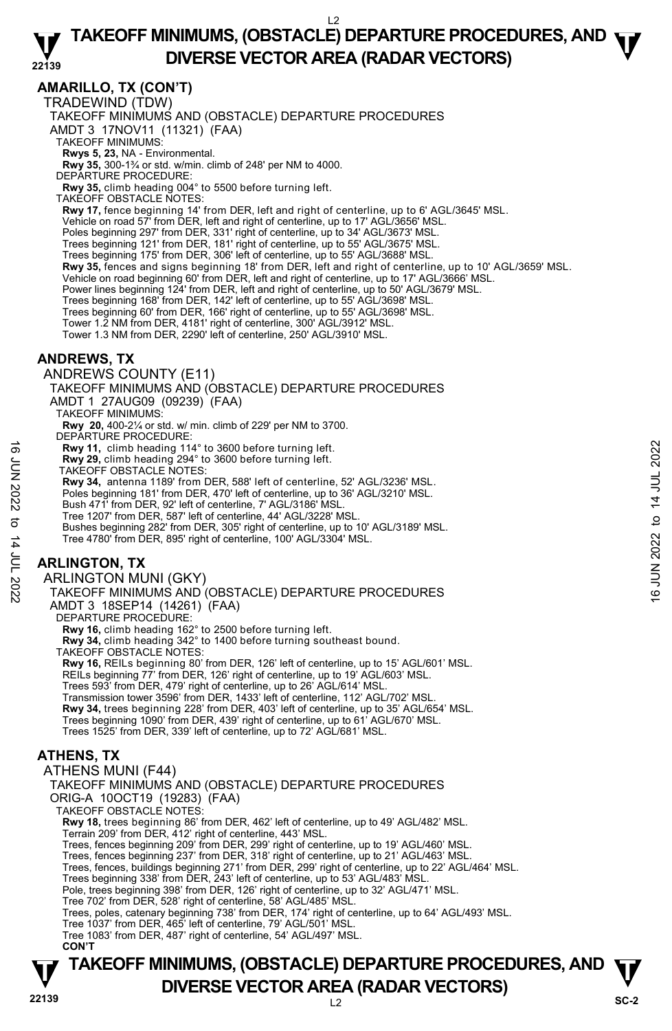## AMARILLO, TX (CON'T)

TRADEWIND (TDW)
TAKEOFF MINIMUMS AND (OBSTACLE) DEPARTURE PROCEDURES
AMDT 3 17NOV11 (11321) (FAA)
TAKEOFF MINIMUMS:
**Rwys 5, 23,** NA - Environmental.
**Rwy 35,** 300-1¾ or std. w/min. climb of 248' per NM to 4000.
DEPARTURE PROCEDURE:
**Rwy 35,** climb heading 004° to 5500 before turning left.
TAKEOFF OBSTACLE NOTES:
**Rwy 17,** fence beginning 14' from DER, left and right of centerline, up to 6' AGL/3645' MSL.
Vehicle on road 57' from DER, left and right of centerline, up to 17' AGL/3656' MSL.
Poles beginning 297' from DER, 331' right of centerline, up to 34' AGL/3673' MSL.
Trees beginning 121' from DER, 181' right of centerline, up to 55' AGL/3675' MSL.
Trees beginning 175' from DER, 306' left of centerline, up to 55' AGL/3688' MSL.
**Rwy 35,** fences and signs beginning 18' from DER, left and right of centerline, up to 10' AGL/3659' MSL.
Vehicle on road beginning 60' from DER, left and right of centerline, up to 17' AGL/3666' MSL.
Power lines beginning 124' from DER, left and right of centerline, up to 50' AGL/3679' MSL.
Trees beginning 168' from DER, 142' left of centerline, up to 55' AGL/3698' MSL.
Trees beginning 60' from DER, 166' right of centerline, up to 55' AGL/3698' MSL.
Tower 1.2 NM from DER, 4181' right of centerline, 300' AGL/3912' MSL.
Tower 1.3 NM from DER, 2290' left of centerline, 250' AGL/3910' MSL.

## ANDREWS, TX

ANDREWS COUNTY (E11)
TAKEOFF MINIMUMS AND (OBSTACLE) DEPARTURE PROCEDURES
AMDT 1 27AUG09 (09239) (FAA)
TAKEOFF MINIMUMS:
**Rwy 20,** 400-2¼ or std. w/ min. climb of 229' per NM to 3700.
DEPARTURE PROCEDURE:
**Rwy 11,** climb heading 114° to 3600 before turning left.
**Rwy 29,** climb heading 294° to 3600 before turning left.
TAKEOFF OBSTACLE NOTES:
**Rwy 34,** antenna 1189' from DER, 588' left of centerline, 52' AGL/3236' MSL.
Poles beginning 181' from DER, 470' left of centerline, up to 36' AGL/3210' MSL.
Bush 471' from DER, 92' left of centerline, 7' AGL/3186' MSL.
Tree 1207' from DER, 587' left of centerline, 44' AGL/3228' MSL.
Bushes beginning 282' from DER, 305' right of centerline, up to 10' AGL/3189' MSL.
Tree 4780' from DER, 895' right of centerline, 100' AGL/3304' MSL.

## ARLINGTON, TX

ARLINGTON MUNI (GKY)
TAKEOFF MINIMUMS AND (OBSTACLE) DEPARTURE PROCEDURES
AMDT 3 18SEP14 (14261) (FAA)
DEPARTURE PROCEDURE:
**Rwy 16,** climb heading 162° to 2500 before turning left.
**Rwy 34,** climb heading 342° to 1400 before turning southeast bound.
TAKEOFF OBSTACLE NOTES:
**Rwy 16,** REILs beginning 80' from DER, 126' left of centerline, up to 15' AGL/601' MSL.
REILs beginning 77' from DER, 126' right of centerline, up to 19' AGL/603' MSL.
Trees 593' from DER, 479' right of centerline, up to 26' AGL/614' MSL.
Transmission tower 3596' from DER, 1433' left of centerline, 112' AGL/702' MSL.
**Rwy 34,** trees beginning 228' from DER, 403' left of centerline, up to 35' AGL/654' MSL.
Trees beginning 1090' from DER, 439' right of centerline, up to 61' AGL/670' MSL.
Trees 1525' from DER, 339' left of centerline, up to 72' AGL/681' MSL.

## ATHENS, TX

ATHENS MUNI (F44)
TAKEOFF MINIMUMS AND (OBSTACLE) DEPARTURE PROCEDURES
ORIG-A 10OCT19 (19283) (FAA)
TAKEOFF OBSTACLE NOTES:
**Rwy 18,** trees beginning 86' from DER, 462' left of centerline, up to 49' AGL/482' MSL.
Terrain 209' from DER, 412' right of centerline, 443' MSL.
Trees, fences beginning 209' from DER, 299' right of centerline, up to 19' AGL/460' MSL.
Trees, fences beginning 237' from DER, 318' right of centerline, up to 21' AGL/463' MSL.
Trees, fences, buildings beginning 271' from DER, 299' right of centerline, up to 22' AGL/464' MSL.
Trees beginning 338' from DER, 243' left of centerline, up to 53' AGL/483' MSL.
Pole, trees beginning 398' from DER, 126' right of centerline, up to 32' AGL/471' MSL.
Tree 702' from DER, 528' right of centerline, 58' AGL/485' MSL.
Trees, poles, catenary beginning 738' from DER, 174' right of centerline, up to 64' AGL/493' MSL.
Tree 1037' from DER, 465' left of centerline, 79' AGL/501' MSL.
Tree 1083' from DER, 487' right of centerline, 54' AGL/497' MSL.
**CON'T**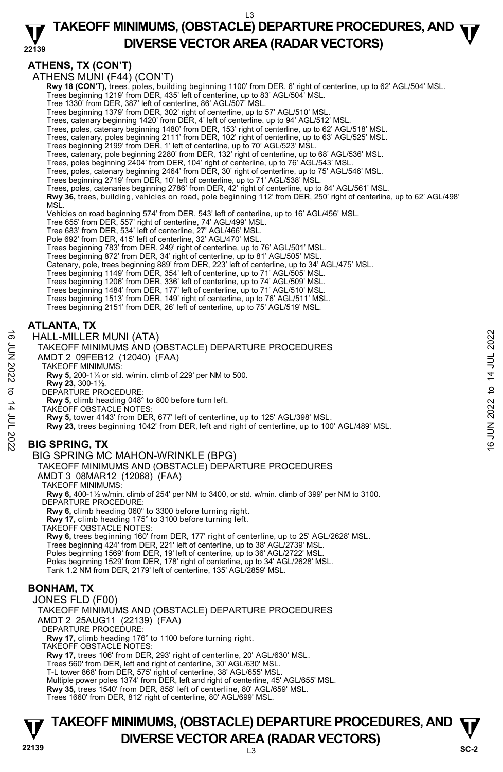## ATHENS, TX (CON'T)

ATHENS MUNI (F44) (CON'T)

**Rwy 18 (CON'T),** trees, poles, building beginning 1100' from DER, 6' right of centerline, up to 62' AGL/504' MSL.
Trees beginning 1219' from DER, 435' left of centerline, up to 83' AGL/504' MSL.
Tree 1330' from DER, 387' left of centerline, 86' AGL/507' MSL.
Trees beginning 1379' from DER, 302' right of centerline, up to 57' AGL/510' MSL.
Trees, catenary beginning 1420' from DER, 4' left of centerline, up to 94' AGL/512' MSL.
Trees, poles, catenary beginning 1480' from DER, 153' right of centerline, up to 62' AGL/518' MSL.
Trees, catenary, poles beginning 2111' from DER, 102' right of centerline, up to 63' AGL/525' MSL.
Trees beginning 2199' from DER, 1' left of centerline, up to 70' AGL/523' MSL.
Trees, catenary, pole beginning 2280' from DER, 132' right of centerline, up to 68' AGL/536' MSL.
Trees, poles beginning 2404' from DER, 104' right of centerline, up to 76' AGL/543' MSL.
Trees, poles, catenary beginning 2464' from DER, 30' right of centerline, up to 75' AGL/546' MSL.
Trees beginning 2719' from DER, 10' left of centerline, up to 71' AGL/538' MSL.
Trees, poles, catenaries beginning 2786' from DER, 42' right of centerline, up to 84' AGL/561' MSL.
**Rwy 36,** trees, building, vehicles on road, pole beginning 112' from DER, 250' right of centerline, up to 62' AGL/498' MSL.
Vehicles on road beginning 574' from DER, 543' left of centerline, up to 16' AGL/456' MSL.
Tree 655' from DER, 557' right of centerline, 74' AGL/499' MSL.
Tree 683' from DER, 534' left of centerline, 27' AGL/466' MSL.
Pole 692' from DER, 415' left of centerline, 32' AGL/470' MSL.
Trees beginning 783' from DER, 249' right of centerline, up to 76' AGL/501' MSL.
Trees beginning 872' from DER, 34' right of centerline, up to 81' AGL/505' MSL.
Catenary, pole, trees beginning 889' from DER, 223' left of centerline, up to 34' AGL/475' MSL.
Trees beginning 1149' from DER, 354' left of centerline, up to 71' AGL/505' MSL.
Trees beginning 1206' from DER, 336' left of centerline, up to 74' AGL/509' MSL.
Trees beginning 1484' from DER, 177' left of centerline, up to 71' AGL/510' MSL.
Trees beginning 1513' from DER, 149' right of centerline, up to 76' AGL/511' MSL.
Trees beginning 2151' from DER, 26' left of centerline, up to 75' AGL/519' MSL.

## ATLANTA, TX

HALL-MILLER MUNI (ATA)
TAKEOFF MINIMUMS AND (OBSTACLE) DEPARTURE PROCEDURES
AMDT 2 09FEB12 (12040) (FAA)

TAKEOFF MINIMUMS:
**Rwy 5,** 200-1¼ or std. w/min. climb of 229' per NM to 500.
**Rwy 23,** 300-1½.

DEPARTURE PROCEDURE:
**Rwy 5,** climb heading 048° to 800 before turn left.

TAKEOFF OBSTACLE NOTES:
**Rwy 5,** tower 4143' from DER, 677' left of centerline, up to 125' AGL/398' MSL.
**Rwy 23,** trees beginning 1042' from DER, left and right of centerline, up to 100' AGL/489' MSL.

## BIG SPRING, TX

BIG SPRING MC MAHON-WRINKLE (BPG)
TAKEOFF MINIMUMS AND (OBSTACLE) DEPARTURE PROCEDURES
AMDT 3 08MAR12 (12068) (FAA)

TAKEOFF MINIMUMS:
**Rwy 6,** 400-1½ w/min. climb of 254' per NM to 3400, or std. w/min. climb of 399' per NM to 3100.

DEPARTURE PROCEDURE:
**Rwy 6,** climb heading 060° to 3300 before turning right.
**Rwy 17,** climb heading 175° to 3100 before turning left.

TAKEOFF OBSTACLE NOTES:
**Rwy 6,** trees beginning 160' from DER, 177' right of centerline, up to 25' AGL/2628' MSL.
Trees beginning 424' from DER, 221' left of centerline, up to 38' AGL/2739' MSL.
Poles beginning 1569' from DER, 19' left of centerline, up to 36' AGL/2722' MSL.
Poles beginning 1529' from DER, 178' right of centerline, up to 34' AGL/2628' MSL.
Tank 1.2 NM from DER, 2179' left of centerline, 135' AGL/2859' MSL.

## BONHAM, TX

JONES FLD (F00)
TAKEOFF MINIMUMS AND (OBSTACLE) DEPARTURE PROCEDURES
AMDT 2 25AUG11 (22139) (FAA)

DEPARTURE PROCEDURE:
**Rwy 17,** climb heading 176° to 1100 before turning right.

TAKEOFF OBSTACLE NOTES:
**Rwy 17,** trees 106' from DER, 293' right of centerline, 20' AGL/630' MSL.
Trees 560' from DER, left and right of centerline, 30' AGL/630' MSL.
T-L tower 868' from DER, 575' right of centerline, 38' AGL/655' MSL.
Multiple power poles 1374' from DER, left and right of centerline, 45' AGL/655' MSL.
**Rwy 35,** trees 1540' from DER, 858' left of centerline, 80' AGL/659' MSL.
Trees 1660' from DER, 812' right of centerline, 80' AGL/699' MSL.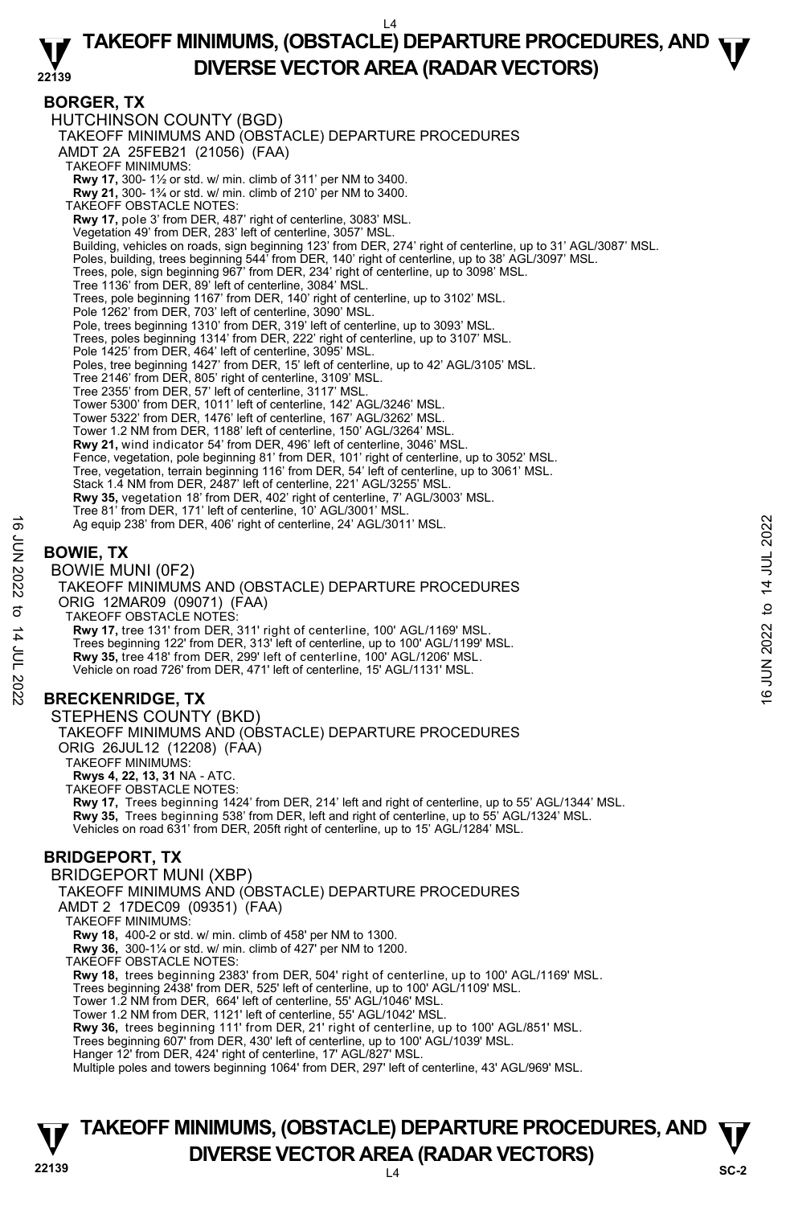## BORGER, TX

HUTCHINSON COUNTY (BGD)

TAKEOFF MINIMUMS AND (OBSTACLE) DEPARTURE PROCEDURES

AMDT 2A 25FEB21 (21056) (FAA)

TAKEOFF MINIMUMS:

**Rwy 17,** 300- 1½ or std. w/ min. climb of 311' per NM to 3400.
**Rwy 21,** 300- 1¾ or std. w/ min. climb of 210' per NM to 3400.

TAKEOFF OBSTACLE NOTES:

**Rwy 17,** pole 3' from DER, 487' right of centerline, 3083' MSL.
Vegetation 49' from DER, 283' left of centerline, 3057' MSL.
Building, vehicles on roads, sign beginning 123' from DER, 274' right of centerline, up to 31' AGL/3087' MSL.
Poles, building, trees beginning 544' from DER, 140' right of centerline, up to 38' AGL/3097' MSL.
Trees, pole, sign beginning 967' from DER, 234' right of centerline, up to 3098' MSL.
Tree 1136' from DER, 89' left of centerline, 3084' MSL.
Trees, pole beginning 1167' from DER, 140' right of centerline, up to 3102' MSL.
Pole 1262' from DER, 703' left of centerline, 3090' MSL.
Pole, trees beginning 1310' from DER, 319' left of centerline, up to 3093' MSL.
Trees, poles beginning 1314' from DER, 222' right of centerline, up to 3107' MSL.
Pole 1425' from DER, 464' left of centerline, 3095' MSL.
Poles, tree beginning 1427' from DER, 15' left of centerline, up to 42' AGL/3105' MSL.
Tree 2146' from DER, 805' right of centerline, 3109' MSL.
Tree 2355' from DER, 57' left of centerline, 3117' MSL.
Tower 5300' from DER, 1011' left of centerline, 142' AGL/3246' MSL.
Tower 5322' from DER, 1476' left of centerline, 167' AGL/3262' MSL.
Tower 1.2 NM from DER, 1188' left of centerline, 150' AGL/3264' MSL.
**Rwy 21,** wind indicator 54' from DER, 496' left of centerline, 3046' MSL.
Fence, vegetation, pole beginning 81' from DER, 101' right of centerline, up to 3052' MSL.
Tree, vegetation, terrain beginning 116' from DER, 54' left of centerline, up to 3061' MSL.
Stack 1.4 NM from DER, 2487' left of centerline, 221' AGL/3255' MSL.
**Rwy 35,** vegetation 18' from DER, 402' right of centerline, 7' AGL/3003' MSL.
Tree 81' from DER, 171' left of centerline, 10' AGL/3001' MSL.
Ag equip 238' from DER, 406' right of centerline, 24' AGL/3011' MSL.

## BOWIE, TX

BOWIE MUNI (0F2)

TAKEOFF MINIMUMS AND (OBSTACLE) DEPARTURE PROCEDURES

ORIG 12MAR09 (09071) (FAA)

TAKEOFF OBSTACLE NOTES:

**Rwy 17,** tree 131' from DER, 311' right of centerline, 100' AGL/1169' MSL.
Trees beginning 122' from DER, 313' left of centerline, up to 100' AGL/1199' MSL.
**Rwy 35,** tree 418' from DER, 299' left of centerline, 100' AGL/1206' MSL.
Vehicle on road 726' from DER, 471' left of centerline, 15' AGL/1131' MSL.

## BRECKENRIDGE, TX

STEPHENS COUNTY (BKD)

TAKEOFF MINIMUMS AND (OBSTACLE) DEPARTURE PROCEDURES

ORIG 26JUL12 (12208) (FAA)

TAKEOFF MINIMUMS:

**Rwys 4, 22, 13, 31** NA - ATC.

TAKEOFF OBSTACLE NOTES:

**Rwy 17,** Trees beginning 1424' from DER, 214' left and right of centerline, up to 55' AGL/1344' MSL.
**Rwy 35,** Trees beginning 538' from DER, left and right of centerline, up to 55' AGL/1324' MSL.
Vehicles on road 631' from DER, 205ft right of centerline, up to 15' AGL/1284' MSL.

## BRIDGEPORT, TX

BRIDGEPORT MUNI (XBP)

TAKEOFF MINIMUMS AND (OBSTACLE) DEPARTURE PROCEDURES

AMDT 2 17DEC09 (09351) (FAA)

TAKEOFF MINIMUMS:

**Rwy 18,** 400-2 or std. w/ min. climb of 458' per NM to 1300.
**Rwy 36,** 300-1¼ or std. w/ min. climb of 427' per NM to 1200.

TAKEOFF OBSTACLE NOTES:

**Rwy 18,** trees beginning 2383' from DER, 504' right of centerline, up to 100' AGL/1169' MSL.
Trees beginning 2438' from DER, 525' left of centerline, up to 100' AGL/1109' MSL.
Tower 1.2 NM from DER, 664' left of centerline, 55' AGL/1046' MSL.
Tower 1.2 NM from DER, 1121' left of centerline, 55' AGL/1042' MSL.
**Rwy 36,** trees beginning 111' from DER, 21' right of centerline, up to 100' AGL/851' MSL.
Trees beginning 607' from DER, 430' left of centerline, up to 100' AGL/1039' MSL.
Hanger 12' from DER, 424' right of centerline, 17' AGL/827' MSL.
Multiple poles and towers beginning 1064' from DER, 297' left of centerline, 43' AGL/969' MSL.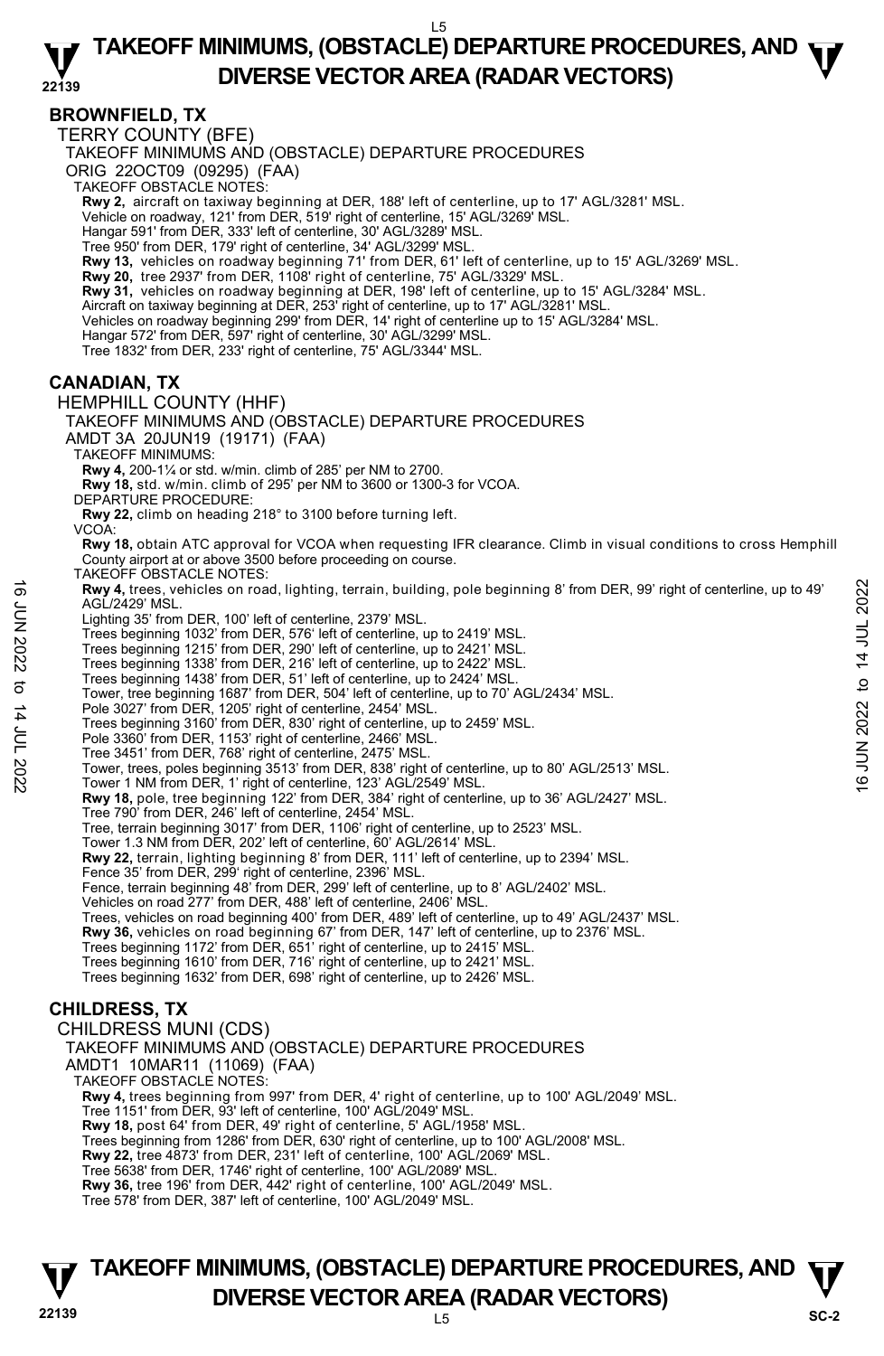## BROWNFIELD, TX

### TERRY COUNTY (BFE)

TAKEOFF MINIMUMS AND (OBSTACLE) DEPARTURE PROCEDURES

ORIG 22OCT09 (09295) (FAA)

TAKEOFF OBSTACLE NOTES:

**Rwy 2,** aircraft on taxiway beginning at DER, 188' left of centerline, up to 17' AGL/3281' MSL.
Vehicle on roadway, 121' from DER, 519' right of centerline, 15' AGL/3269' MSL.
Hangar 591' from DER, 333' left of centerline, 30' AGL/3289' MSL.
Tree 950' from DER, 179' right of centerline, 34' AGL/3299' MSL.
**Rwy 13,** vehicles on roadway beginning 71' from DER, 61' left of centerline, up to 15' AGL/3269' MSL.
**Rwy 20,** tree 2937' from DER, 1108' right of centerline, 75' AGL/3329' MSL.
**Rwy 31,** vehicles on roadway beginning at DER, 198' left of centerline, up to 15' AGL/3284' MSL.
Aircraft on taxiway beginning at DER, 253' right of centerline, up to 17' AGL/3281' MSL.
Vehicles on roadway beginning 299' from DER, 14' right of centerline up to 15' AGL/3284' MSL.
Hangar 572' from DER, 597' right of centerline, 30' AGL/3299' MSL.
Tree 1832' from DER, 233' right of centerline, 75' AGL/3344' MSL.

## CANADIAN, TX

### HEMPHILL COUNTY (HHF)

TAKEOFF MINIMUMS AND (OBSTACLE) DEPARTURE PROCEDURES

AMDT 3A 20JUN19 (19171) (FAA)

TAKEOFF MINIMUMS:

**Rwy 4,** 200-1¼ or std. w/min. climb of 285' per NM to 2700.
**Rwy 18,** std. w/min. climb of 295' per NM to 3600 or 1300-3 for VCOA.

DEPARTURE PROCEDURE:

**Rwy 22,** climb on heading 218° to 3100 before turning left.

VCOA:

**Rwy 18,** obtain ATC approval for VCOA when requesting IFR clearance. Climb in visual conditions to cross Hemphill County airport at or above 3500 before proceeding on course.

TAKEOFF OBSTACLE NOTES:

**Rwy 4,** trees, vehicles on road, lighting, terrain, building, pole beginning 8' from DER, 99' right of centerline, up to 49' AGL/2429' MSL.
Lighting 35' from DER, 100' left of centerline, 2379' MSL.
Trees beginning 1032' from DER, 576' left of centerline, up to 2419' MSL.
Trees beginning 1215' from DER, 290' left of centerline, up to 2421' MSL.
Trees beginning 1338' from DER, 216' left of centerline, up to 2422' MSL.
Trees beginning 1438' from DER, 51' left of centerline, up to 2424' MSL.
Tower, tree beginning 1687' from DER, 504' left of centerline, up to 70' AGL/2434' MSL.
Pole 3027' from DER, 1205' right of centerline, 2454' MSL.
Trees beginning 3160' from DER, 830' right of centerline, up to 2459' MSL.
Pole 3360' from DER, 1153' right of centerline, 2466' MSL.
Tree 3451' from DER, 768' right of centerline, 2475' MSL.
Tower, trees, poles beginning 3513' from DER, 838' right of centerline, up to 80' AGL/2513' MSL.
Tower 1 NM from DER, 1' right of centerline, 123' AGL/2549' MSL.
**Rwy 18,** pole, tree beginning 122' from DER, 384' right of centerline, up to 36' AGL/2427' MSL.
Tree 790' from DER, 246' left of centerline, 2454' MSL.
Tree, terrain beginning 3017' from DER, 1106' right of centerline, up to 2523' MSL.
Tower 1.3 NM from DER, 202' left of centerline, 60' AGL/2614' MSL.
**Rwy 22,** terrain, lighting beginning 8' from DER, 111' left of centerline, up to 2394' MSL.
Fence 35' from DER, 299' right of centerline, 2396' MSL.
Fence, terrain beginning 48' from DER, 299' left of centerline, up to 8' AGL/2402' MSL.
Vehicles on road 277' from DER, 488' left of centerline, 2406' MSL.
Trees, vehicles on road beginning 400' from DER, 489' left of centerline, up to 49' AGL/2437' MSL.
**Rwy 36,** vehicles on road beginning 67' from DER, 147' left of centerline, up to 2376' MSL.
Trees beginning 1172' from DER, 651' right of centerline, up to 2415' MSL.
Trees beginning 1610' from DER, 716' right of centerline, up to 2421' MSL.
Trees beginning 1632' from DER, 698' right of centerline, up to 2426' MSL.

## CHILDRESS, TX

### CHILDRESS MUNI (CDS)

TAKEOFF MINIMUMS AND (OBSTACLE) DEPARTURE PROCEDURES

AMDT1 10MAR11 (11069) (FAA)

TAKEOFF OBSTACLE NOTES:

**Rwy 4,** trees beginning from 997' from DER, 4' right of centerline, up to 100' AGL/2049' MSL.
Tree 1151' from DER, 93' left of centerline, 100' AGL/2049' MSL.
**Rwy 18,** post 64' from DER, 49' right of centerline, 5' AGL/1958' MSL.
Trees beginning from 1286' from DER, 630' right of centerline, up to 100' AGL/2008' MSL.
**Rwy 22,** tree 4873' from DER, 231' left of centerline, 100' AGL/2069' MSL.
Tree 5638' from DER, 1746' right of centerline, 100' AGL/2089' MSL.
**Rwy 36,** tree 196' from DER, 442' right of centerline, 100' AGL/2049' MSL.
Tree 578' from DER, 387' left of centerline, 100' AGL/2049' MSL.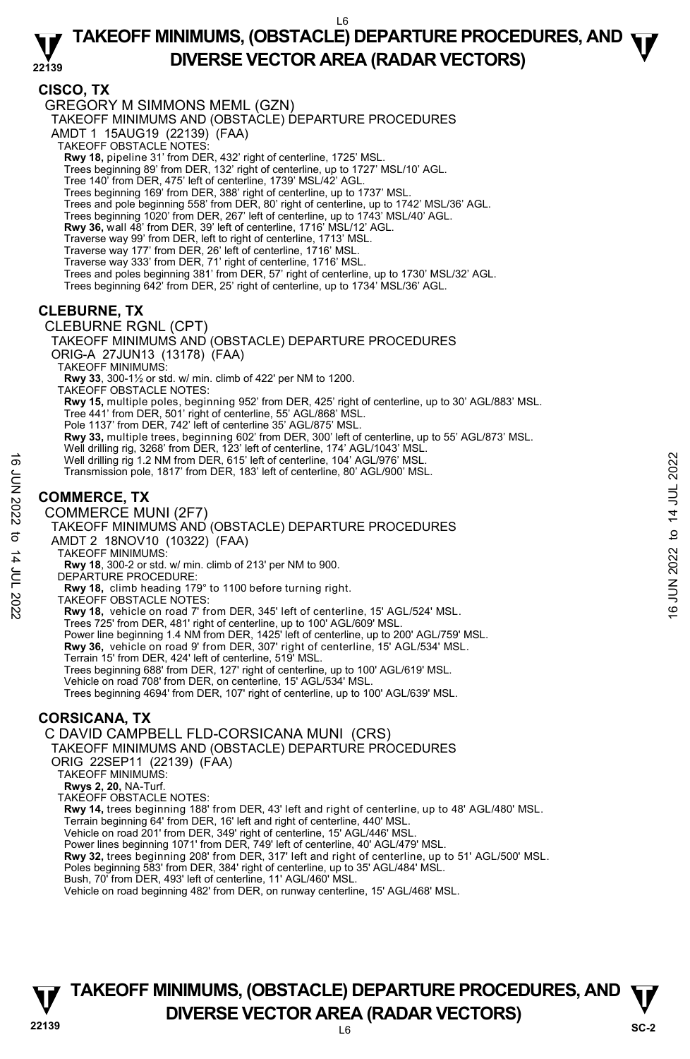## CISCO, TX

GREGORY M SIMMONS MEML (GZN)

TAKEOFF MINIMUMS AND (OBSTACLE) DEPARTURE PROCEDURES

AMDT 1 15AUG19 (22139) (FAA)

TAKEOFF OBSTACLE NOTES:

**Rwy 18,** pipeline 31' from DER, 432' right of centerline, 1725' MSL.
Trees beginning 89' from DER, 132' right of centerline, up to 1727' MSL/10' AGL.
Tree 140' from DER, 475' left of centerline, 1739' MSL/42' AGL.
Trees beginning 169' from DER, 388' right of centerline, up to 1737' MSL.
Trees and pole beginning 558' from DER, 80' right of centerline, up to 1742' MSL/36' AGL.
Trees beginning 1020' from DER, 267' left of centerline, up to 1743' MSL/40' AGL.
**Rwy 36,** wall 48' from DER, 39' left of centerline, 1716' MSL/12' AGL.
Traverse way 99' from DER, left to right of centerline, 1713' MSL.
Traverse way 177' from DER, 26' left of centerline, 1716' MSL.
Traverse way 333' from DER, 71' right of centerline, 1716' MSL.
Trees and poles beginning 381' from DER, 57' right of centerline, up to 1730' MSL/32' AGL.
Trees beginning 642' from DER, 25' right of centerline, up to 1734' MSL/36' AGL.

## CLEBURNE, TX

CLEBURNE RGNL (CPT)

TAKEOFF MINIMUMS AND (OBSTACLE) DEPARTURE PROCEDURES

ORIG-A 27JUN13 (13178) (FAA)

TAKEOFF MINIMUMS:

**Rwy 33**, 300-1½ or std. w/ min. climb of 422' per NM to 1200.

TAKEOFF OBSTACLE NOTES:

**Rwy 15,** multiple poles, beginning 952' from DER, 425' right of centerline, up to 30' AGL/883' MSL.
Tree 441' from DER, 501' right of centerline, 55' AGL/868' MSL.
Pole 1137' from DER, 742' left of centerline 35' AGL/875' MSL.
**Rwy 33,** multiple trees, beginning 602' from DER, 300' left of centerline, up to 55' AGL/873' MSL.
Well drilling rig, 3268' from DER, 123' left of centerline, 174' AGL/1043' MSL.
Well drilling rig 1.2 NM from DER, 615' left of centerline, 104' AGL/976' MSL.
Transmission pole, 1817' from DER, 183' left of centerline, 80' AGL/900' MSL.

## COMMERCE, TX

COMMERCE MUNI (2F7)

TAKEOFF MINIMUMS AND (OBSTACLE) DEPARTURE PROCEDURES

AMDT 2 18NOV10 (10322) (FAA)

TAKEOFF MINIMUMS:

**Rwy 18**, 300-2 or std. w/ min. climb of 213' per NM to 900.

DEPARTURE PROCEDURE:

**Rwy 18,** climb heading 179° to 1100 before turning right.

TAKEOFF OBSTACLE NOTES:

**Rwy 18,** vehicle on road 7' from DER, 345' left of centerline, 15' AGL/524' MSL.
Trees 725' from DER, 481' right of centerline, up to 100' AGL/609' MSL.
Power line beginning 1.4 NM from DER, 1425' left of centerline, up to 200' AGL/759' MSL.
**Rwy 36,** vehicle on road 9' from DER, 307' right of centerline, 15' AGL/534' MSL.
Terrain 15' from DER, 424' left of centerline, 519' MSL.
Trees beginning 688' from DER, 127' right of centerline, up to 100' AGL/619' MSL.
Vehicle on road 708' from DER, on centerline, 15' AGL/534' MSL.
Trees beginning 4694' from DER, 107' right of centerline, up to 100' AGL/639' MSL.

## CORSICANA, TX

C DAVID CAMPBELL FLD-CORSICANA MUNI (CRS)

TAKEOFF MINIMUMS AND (OBSTACLE) DEPARTURE PROCEDURES

ORIG 22SEP11 (22139) (FAA)

TAKEOFF MINIMUMS:

**Rwys 2, 20,** NA-Turf.

TAKEOFF OBSTACLE NOTES:

**Rwy 14,** trees beginning 188' from DER, 43' left and right of centerline, up to 48' AGL/480' MSL.
Terrain beginning 64' from DER, 16' left and right of centerline, 440' MSL.
Vehicle on road 201' from DER, 349' right of centerline, 15' AGL/446' MSL.
Power lines beginning 1071' from DER, 749' left of centerline, 40' AGL/479' MSL.
**Rwy 32,** trees beginning 208' from DER, 317' left and right of centerline, up to 51' AGL/500' MSL.
Poles beginning 583' from DER, 384' right of centerline, up to 35' AGL/484' MSL.
Bush, 70' from DER, 493' left of centerline, 11' AGL/460' MSL.
Vehicle on road beginning 482' from DER, on runway centerline, 15' AGL/468' MSL.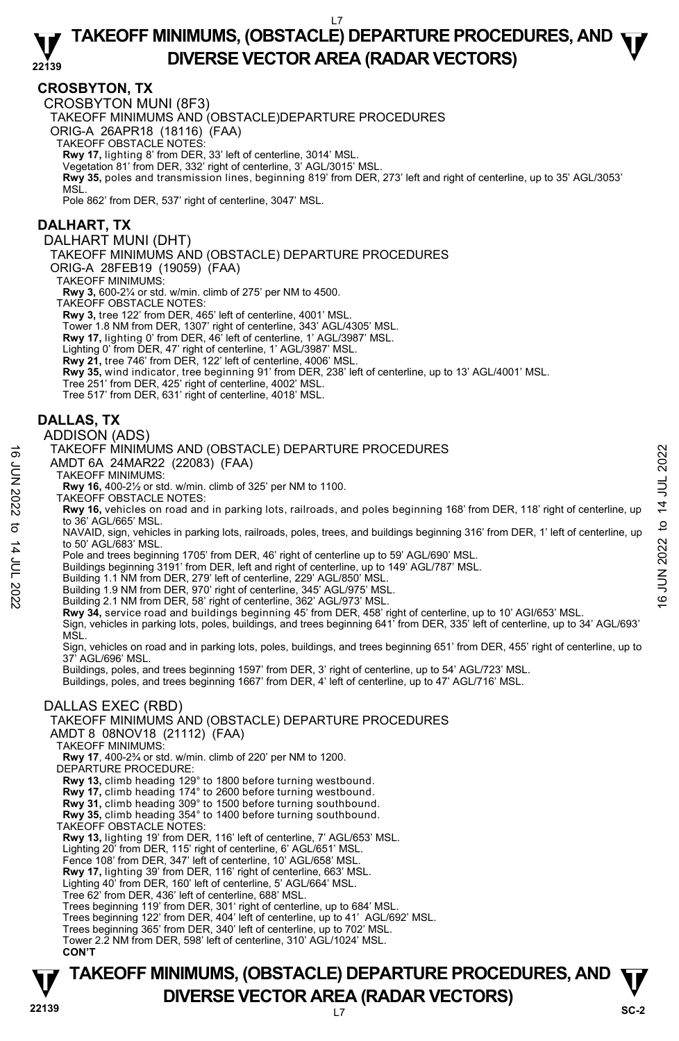## CROSBYTON, TX

CROSBYTON MUNI (8F3)

TAKEOFF MINIMUMS AND (OBSTACLE)DEPARTURE PROCEDURES

ORIG-A 26APR18 (18116) (FAA)

TAKEOFF OBSTACLE NOTES:

**Rwy 17,** lighting 8' from DER, 33' left of centerline, 3014' MSL.
Vegetation 81' from DER, 332' right of centerline, 3' AGL/3015' MSL.
**Rwy 35,** poles and transmission lines, beginning 819' from DER, 273' left and right of centerline, up to 35' AGL/3053' MSL.
Pole 862' from DER, 537' right of centerline, 3047' MSL.

## DALHART, TX

DALHART MUNI (DHT)

TAKEOFF MINIMUMS AND (OBSTACLE) DEPARTURE PROCEDURES

ORIG-A 28FEB19 (19059) (FAA)

TAKEOFF MINIMUMS:

**Rwy 3,** 600-2¼ or std. w/min. climb of 275' per NM to 4500.

TAKEOFF OBSTACLE NOTES:

**Rwy 3,** tree 122' from DER, 465' left of centerline, 4001' MSL.
Tower 1.8 NM from DER, 1307' right of centerline, 343' AGL/4305' MSL.
**Rwy 17,** lighting 0' from DER, 46' left of centerline, 1' AGL/3987' MSL.
Lighting 0' from DER, 47' right of centerline, 1' AGL/3987' MSL.
**Rwy 21,** tree 746' from DER, 122' left of centerline, 4006' MSL.
**Rwy 35,** wind indicator, tree beginning 91' from DER, 238' left of centerline, up to 13' AGL/4001' MSL.
Tree 251' from DER, 425' right of centerline, 4002' MSL.
Tree 517' from DER, 631' right of centerline, 4018' MSL.

## DALLAS, TX

ADDISON (ADS)

TAKEOFF MINIMUMS AND (OBSTACLE) DEPARTURE PROCEDURES

AMDT 6A 24MAR22 (22083) (FAA)

TAKEOFF MINIMUMS:

**Rwy 16,** 400-2½ or std. w/min. climb of 325' per NM to 1100.

TAKEOFF OBSTACLE NOTES:

**Rwy 16,** vehicles on road and in parking lots, railroads, and poles beginning 168' from DER, 118' right of centerline, up to 36' AGL/665' MSL.
NAVAID, sign, vehicles in parking lots, railroads, poles, trees, and buildings beginning 316' from DER, 1' left of centerline, up to 50' AGL/683' MSL.
Pole and trees beginning 1705' from DER, 46' right of centerline up to 59' AGL/690' MSL.
Buildings beginning 3191' from DER, left and right of centerline, up to 149' AGL/787' MSL.
Building 1.1 NM from DER, 279' left of centerline, 229' AGL/850' MSL.
Building 1.9 NM from DER, 970' right of centerline, 345' AGL/975' MSL.
Building 2.1 NM from DER, 58' right of centerline, 362' AGL/973' MSL.
**Rwy 34,** service road and buildings beginning 45' from DER, 458' right of centerline, up to 10' AGl/653' MSL.
Sign, vehicles in parking lots, poles, buildings, and trees beginning 641' from DER, 335' left of centerline, up to 34' AGL/693' MSL.
Sign, vehicles on road and in parking lots, poles, buildings, and trees beginning 651' from DER, 455' right of centerline, up to 37' AGL/696' MSL.
Buildings, poles, and trees beginning 1597' from DER, 3' right of centerline, up to 54' AGL/723' MSL.
Buildings, poles, and trees beginning 1667' from DER, 4' left of centerline, up to 47' AGL/716' MSL.

DALLAS EXEC (RBD)

TAKEOFF MINIMUMS AND (OBSTACLE) DEPARTURE PROCEDURES

AMDT 8 08NOV18 (21112) (FAA)

TAKEOFF MINIMUMS:

**Rwy 17**, 400-2¾ or std. w/min. climb of 220' per NM to 1200.

DEPARTURE PROCEDURE:

**Rwy 13,** climb heading 129° to 1800 before turning westbound.
**Rwy 17,** climb heading 174° to 2600 before turning westbound.
**Rwy 31,** climb heading 309° to 1500 before turning southbound.
**Rwy 35,** climb heading 354° to 1400 before turning southbound.

TAKEOFF OBSTACLE NOTES:

**Rwy 13,** lighting 19' from DER, 116' left of centerline, 7' AGL/653' MSL.
Lighting 20' from DER, 115' right of centerline, 6' AGL/651' MSL.
Fence 108' from DER, 347' left of centerline, 10' AGL/658' MSL.
**Rwy 17,** lighting 39' from DER, 116' right of centerline, 663' MSL.
Lighting 40' from DER, 160' left of centerline, 5' AGL/664' MSL.
Tree 62' from DER, 436' left of centerline, 688' MSL.
Trees beginning 119' from DER, 301' right of centerline, up to 684' MSL.
Trees beginning 122' from DER, 404' left of centerline, up to 41' AGL/692' MSL.
Trees beginning 365' from DER, 340' left of centerline, up to 702' MSL.
Tower 2.2 NM from DER, 598' left of centerline, 310' AGL/1024' MSL.

**CON'T**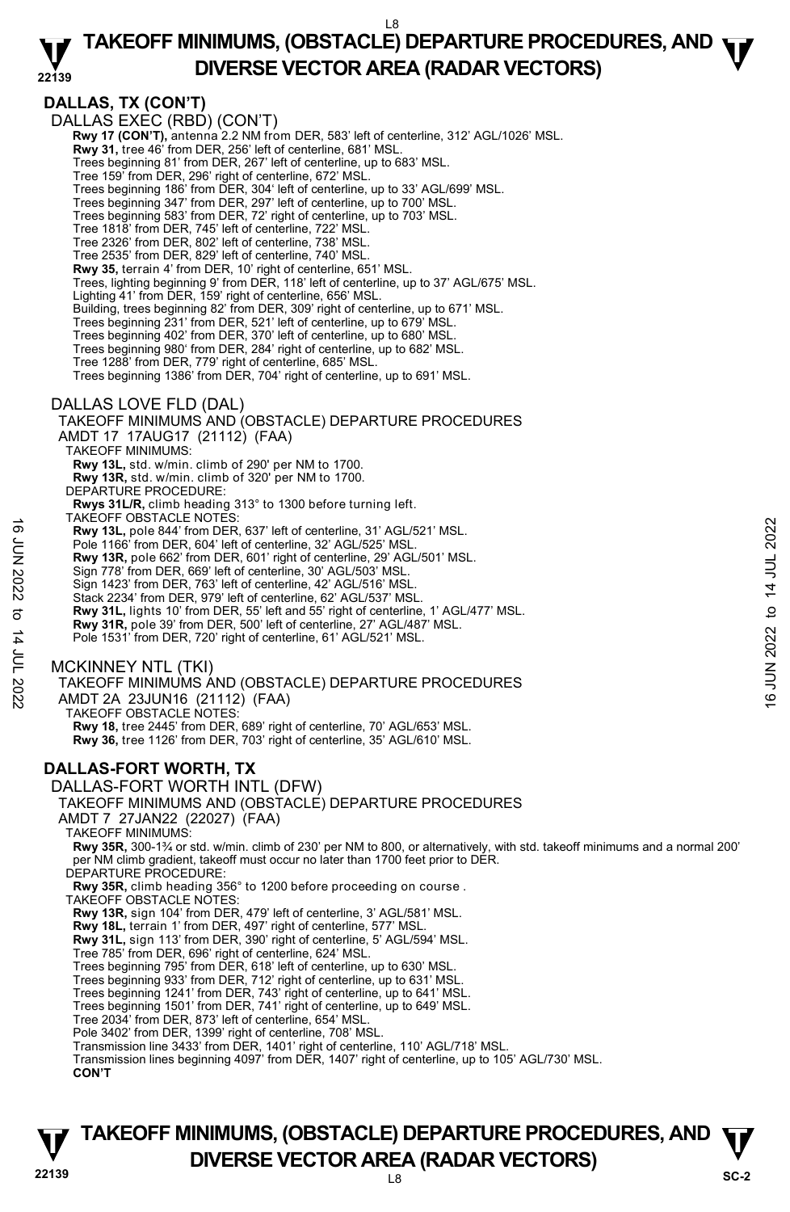## DALLAS, TX (CON'T)

DALLAS EXEC (RBD) (CON'T)

**Rwy 17 (CON'T),** antenna 2.2 NM from DER, 583' left of centerline, 312' AGL/1026' MSL.
**Rwy 31,** tree 46' from DER, 256' left of centerline, 681' MSL.
Trees beginning 81' from DER, 267' left of centerline, up to 683' MSL.
Tree 159' from DER, 296' right of centerline, 672' MSL.
Trees beginning 186' from DER, 304' left of centerline, up to 33' AGL/699' MSL.
Trees beginning 347' from DER, 297' left of centerline, up to 700' MSL.
Trees beginning 583' from DER, 72' right of centerline, up to 703' MSL.
Tree 1818' from DER, 745' left of centerline, 722' MSL.
Tree 2326' from DER, 802' left of centerline, 738' MSL.
Tree 2535' from DER, 829' left of centerline, 740' MSL.
**Rwy 35,** terrain 4' from DER, 10' right of centerline, 651' MSL.
Trees, lighting beginning 9' from DER, 118' left of centerline, up to 37' AGL/675' MSL.
Lighting 41' from DER, 159' right of centerline, 656' MSL.
Building, trees beginning 82' from DER, 309' right of centerline, up to 671' MSL.
Trees beginning 231' from DER, 521' left of centerline, up to 679' MSL.
Trees beginning 402' from DER, 370' left of centerline, up to 680' MSL.
Trees beginning 980' from DER, 284' right of centerline, up to 682' MSL.
Tree 1288' from DER, 779' right of centerline, 685' MSL.
Trees beginning 1386' from DER, 704' right of centerline, up to 691' MSL.

DALLAS LOVE FLD (DAL)

TAKEOFF MINIMUMS AND (OBSTACLE) DEPARTURE PROCEDURES
AMDT 17 17AUG17 (21112) (FAA)

TAKEOFF MINIMUMS:
**Rwy 13L,** std. w/min. climb of 290' per NM to 1700.
**Rwy 13R,** std. w/min. climb of 320' per NM to 1700.

DEPARTURE PROCEDURE:
**Rwys 31L/R,** climb heading 313° to 1300 before turning left.

TAKEOFF OBSTACLE NOTES:
**Rwy 13L,** pole 844' from DER, 637' left of centerline, 31' AGL/521' MSL.
Pole 1166' from DER, 604' left of centerline, 32' AGL/525' MSL.
**Rwy 13R,** pole 662' from DER, 601' right of centerline, 29' AGL/501' MSL.
Sign 778' from DER, 669' left of centerline, 30' AGL/503' MSL.
Sign 1423' from DER, 763' left of centerline, 42' AGL/516' MSL.
Stack 2234' from DER, 979' left of centerline, 62' AGL/537' MSL.
**Rwy 31L,** lights 10' from DER, 55' left and 55' right of centerline, 1' AGL/477' MSL.
**Rwy 31R,** pole 39' from DER, 500' left of centerline, 27' AGL/487' MSL.
Pole 1531' from DER, 720' right of centerline, 61' AGL/521' MSL.

MCKINNEY NTL (TKI)

TAKEOFF MINIMUMS AND (OBSTACLE) DEPARTURE PROCEDURES
AMDT 2A 23JUN16 (21112) (FAA)

TAKEOFF OBSTACLE NOTES:
**Rwy 18,** tree 2445' from DER, 689' right of centerline, 70' AGL/653' MSL.
**Rwy 36,** tree 1126' from DER, 703' right of centerline, 35' AGL/610' MSL.

## DALLAS-FORT WORTH, TX

DALLAS-FORT WORTH INTL (DFW)

TAKEOFF MINIMUMS AND (OBSTACLE) DEPARTURE PROCEDURES
AMDT 7 27JAN22 (22027) (FAA)

TAKEOFF MINIMUMS:
**Rwy 35R,** 300-1¾ or std. w/min. climb of 230' per NM to 800, or alternatively, with std. takeoff minimums and a normal 200' per NM climb gradient, takeoff must occur no later than 1700 feet prior to DER.

DEPARTURE PROCEDURE:
**Rwy 35R,** climb heading 356° to 1200 before proceeding on course .

TAKEOFF OBSTACLE NOTES:
**Rwy 13R,** sign 104' from DER, 479' left of centerline, 3' AGL/581' MSL.
**Rwy 18L,** terrain 1' from DER, 497' right of centerline, 577' MSL.
**Rwy 31L,** sign 113' from DER, 390' right of centerline, 5' AGL/594' MSL.
Tree 785' from DER, 696' right of centerline, 624' MSL.
Trees beginning 795' from DER, 618' left of centerline, up to 630' MSL.
Trees beginning 933' from DER, 712' right of centerline, up to 631' MSL.
Trees beginning 1241' from DER, 743' right of centerline, up to 641' MSL.
Trees beginning 1501' from DER, 741' right of centerline, up to 649' MSL.
Tree 2034' from DER, 873' left of centerline, 654' MSL.
Pole 3402' from DER, 1399' right of centerline, 708' MSL.
Transmission line 3433' from DER, 1401' right of centerline, 110' AGL/718' MSL.
Transmission lines beginning 4097' from DER, 1407' right of centerline, up to 105' AGL/730' MSL.
**CON'T**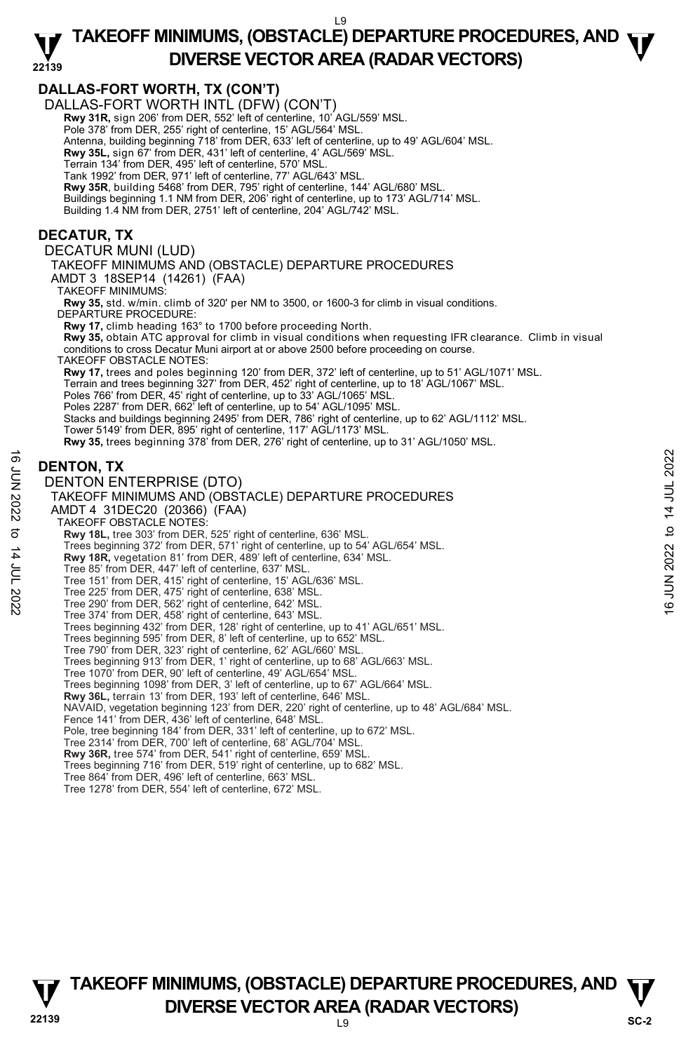## DALLAS-FORT WORTH, TX (CON'T)

DALLAS-FORT WORTH INTL (DFW) (CON'T)

**Rwy 31R,** sign 206' from DER, 552' left of centerline, 10' AGL/559' MSL.
Pole 378' from DER, 255' right of centerline, 15' AGL/564' MSL.
Antenna, building beginning 718' from DER, 633' left of centerline, up to 49' AGL/604' MSL.
**Rwy 35L,** sign 67' from DER, 431' left of centerline, 4' AGL/569' MSL.
Terrain 134' from DER, 495' left of centerline, 570' MSL.
Tank 1992' from DER, 971' left of centerline, 77' AGL/643' MSL.
**Rwy 35R**, building 5468' from DER, 795' right of centerline, 144' AGL/680' MSL.
Buildings beginning 1.1 NM from DER, 206' right of centerline, up to 173' AGL/714' MSL.
Building 1.4 NM from DER, 2751' left of centerline, 204' AGL/742' MSL.

## DECATUR, TX

DECATUR MUNI (LUD)

TAKEOFF MINIMUMS AND (OBSTACLE) DEPARTURE PROCEDURES
AMDT 3 18SEP14 (14261) (FAA)

TAKEOFF MINIMUMS:
**Rwy 35,** std. w/min. climb of 320' per NM to 3500, or 1600-3 for climb in visual conditions.

DEPARTURE PROCEDURE:
**Rwy 17,** climb heading 163° to 1700 before proceeding North.
**Rwy 35,** obtain ATC approval for climb in visual conditions when requesting IFR clearance. Climb in visual conditions to cross Decatur Muni airport at or above 2500 before proceeding on course.

TAKEOFF OBSTACLE NOTES:
**Rwy 17,** trees and poles beginning 120' from DER, 372' left of centerline, up to 51' AGL/1071' MSL.
Terrain and trees beginning 327' from DER, 452' right of centerline, up to 18' AGL/1067' MSL.
Poles 766' from DER, 45' right of centerline, up to 33' AGL/1065' MSL.
Poles 2287' from DER, 662' left of centerline, up to 54' AGL/1095' MSL.
Stacks and buildings beginning 2495' from DER, 786' right of centerline, up to 62' AGL/1112' MSL.
Tower 5149' from DER, 895' right of centerline, 117' AGL/1173' MSL.
**Rwy 35,** trees beginning 378' from DER, 276' right of centerline, up to 31' AGL/1050' MSL.

## DENTON, TX

DENTON ENTERPRISE (DTO)

TAKEOFF MINIMUMS AND (OBSTACLE) DEPARTURE PROCEDURES
AMDT 4 31DEC20 (20366) (FAA)

TAKEOFF OBSTACLE NOTES:
**Rwy 18L,** tree 303' from DER, 525' right of centerline, 636' MSL.
Trees beginning 372' from DER, 571' right of centerline, up to 54' AGL/654' MSL.
**Rwy 18R,** vegetation 81' from DER, 489' left of centerline, 634' MSL.
Tree 85' from DER, 447' left of centerline, 637' MSL.
Tree 151' from DER, 415' right of centerline, 15' AGL/636' MSL.
Tree 225' from DER, 475' right of centerline, 638' MSL.
Tree 290' from DER, 562' right of centerline, 642' MSL.
Tree 374' from DER, 458' right of centerline, 643' MSL.
Trees beginning 432' from DER, 128' right of centerline, up to 41' AGL/651' MSL.
Trees beginning 595' from DER, 8' left of centerline, up to 652' MSL.
Tree 790' from DER, 323' right of centerline, 62' AGL/660' MSL.
Trees beginning 913' from DER, 1' right of centerline, up to 68' AGL/663' MSL.
Tree 1070' from DER, 90' left of centerline, 49' AGL/654' MSL.
Trees beginning 1098' from DER, 3' left of centerline, up to 67' AGL/664' MSL.
**Rwy 36L,** terrain 13' from DER, 193' left of centerline, 646' MSL.
NAVAID, vegetation beginning 123' from DER, 220' right of centerline, up to 48' AGL/684' MSL.
Fence 141' from DER, 436' left of centerline, 648' MSL.
Pole, tree beginning 184' from DER, 331' left of centerline, up to 672' MSL.
Tree 2314' from DER, 700' left of centerline, 68' AGL/704' MSL.
**Rwy 36R,** tree 574' from DER, 541' right of centerline, 659' MSL.
Trees beginning 716' from DER, 519' right of centerline, up to 682' MSL.
Tree 864' from DER, 496' left of centerline, 663' MSL.
Tree 1278' from DER, 554' left of centerline, 672' MSL.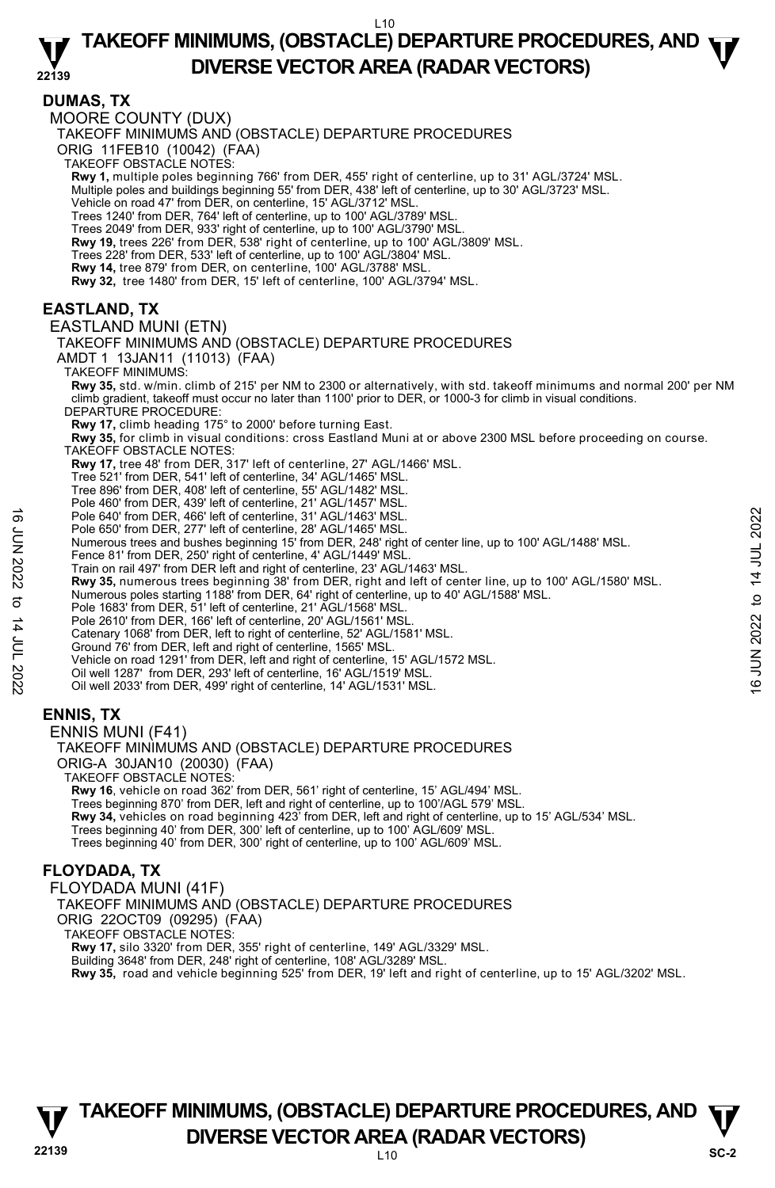## DUMAS, TX

MOORE COUNTY (DUX)

TAKEOFF MINIMUMS AND (OBSTACLE) DEPARTURE PROCEDURES

ORIG 11FEB10 (10042) (FAA)

TAKEOFF OBSTACLE NOTES:

**Rwy 1,** multiple poles beginning 766' from DER, 455' right of centerline, up to 31' AGL/3724' MSL.
Multiple poles and buildings beginning 55' from DER, 438' left of centerline, up to 30' AGL/3723' MSL.
Vehicle on road 47' from DER, on centerline, 15' AGL/3712' MSL.
Trees 1240' from DER, 764' left of centerline, up to 100' AGL/3789' MSL.
Trees 2049' from DER, 933' right of centerline, up to 100' AGL/3790' MSL.
**Rwy 19,** trees 226' from DER, 538' right of centerline, up to 100' AGL/3809' MSL.
Trees 228' from DER, 533' left of centerline, up to 100' AGL/3804' MSL.
**Rwy 14,** tree 879' from DER, on centerline, 100' AGL/3788' MSL.
**Rwy 32,** tree 1480' from DER, 15' left of centerline, 100' AGL/3794' MSL.

## EASTLAND, TX

EASTLAND MUNI (ETN)

TAKEOFF MINIMUMS AND (OBSTACLE) DEPARTURE PROCEDURES

AMDT 1 13JAN11 (11013) (FAA)

TAKEOFF MINIMUMS:

**Rwy 35,** std. w/min. climb of 215' per NM to 2300 or alternatively, with std. takeoff minimums and normal 200' per NM climb gradient, takeoff must occur no later than 1100' prior to DER, or 1000-3 for climb in visual conditions.

DEPARTURE PROCEDURE:

**Rwy 17,** climb heading 175° to 2000' before turning East.
**Rwy 35,** for climb in visual conditions: cross Eastland Muni at or above 2300 MSL before proceeding on course.

TAKEOFF OBSTACLE NOTES:

**Rwy 17,** tree 48' from DER, 317' left of centerline, 27' AGL/1466' MSL.
Tree 521' from DER, 541' left of centerline, 34' AGL/1465' MSL.
Tree 896' from DER, 408' left of centerline, 55' AGL/1482' MSL.
Pole 460' from DER, 439' left of centerline, 21' AGL/1457' MSL.
Pole 640' from DER, 466' left of centerline, 31' AGL/1463' MSL.
Pole 650' from DER, 277' left of centerline, 28' AGL/1465' MSL.
Numerous trees and bushes beginning 15' from DER, 248' right of center line, up to 100' AGL/1488' MSL.
Fence 81' from DER, 250' right of centerline, 4' AGL/1449' MSL.
Train on rail 497' from DER left and right of centerline, 23' AGL/1463' MSL.
**Rwy 35,** numerous trees beginning 38' from DER, right and left of center line, up to 100' AGL/1580' MSL.
Numerous poles starting 1188' from DER, 64' right of centerline, up to 40' AGL/1588' MSL.
Pole 1683' from DER, 51' left of centerline, 21' AGL/1568' MSL.
Pole 2610' from DER, 166' left of centerline, 20' AGL/1561' MSL.
Catenary 1068' from DER, left to right of centerline, 52' AGL/1581' MSL.
Ground 76' from DER, left and right of centerline, 1565' MSL.
Vehicle on road 1291' from DER, left and right of centerline, 15' AGL/1572 MSL.
Oil well 1287' from DER, 293' left of centerline, 16' AGL/1519' MSL.
Oil well 2033' from DER, 499' right of centerline, 14' AGL/1531' MSL.

## ENNIS, TX

ENNIS MUNI (F41)

TAKEOFF MINIMUMS AND (OBSTACLE) DEPARTURE PROCEDURES

ORIG-A 30JAN10 (20030) (FAA)

TAKEOFF OBSTACLE NOTES:

**Rwy 16**, vehicle on road 362' from DER, 561' right of centerline, 15' AGL/494' MSL.
Trees beginning 870' from DER, left and right of centerline, up to 100'/AGL 579' MSL.
**Rwy 34,** vehicles on road beginning 423' from DER, left and right of centerline, up to 15' AGL/534' MSL.
Trees beginning 40' from DER, 300' left of centerline, up to 100' AGL/609' MSL.
Trees beginning 40' from DER, 300' right of centerline, up to 100' AGL/609' MSL.

## FLOYDADA, TX

FLOYDADA MUNI (41F)

TAKEOFF MINIMUMS AND (OBSTACLE) DEPARTURE PROCEDURES

ORIG 22OCT09 (09295) (FAA)

TAKEOFF OBSTACLE NOTES:

**Rwy 17,** silo 3320' from DER, 355' right of centerline, 149' AGL/3329' MSL.
Building 3648' from DER, 248' right of centerline, 108' AGL/3289' MSL.
**Rwy 35,** road and vehicle beginning 525' from DER, 19' left and right of centerline, up to 15' AGL/3202' MSL.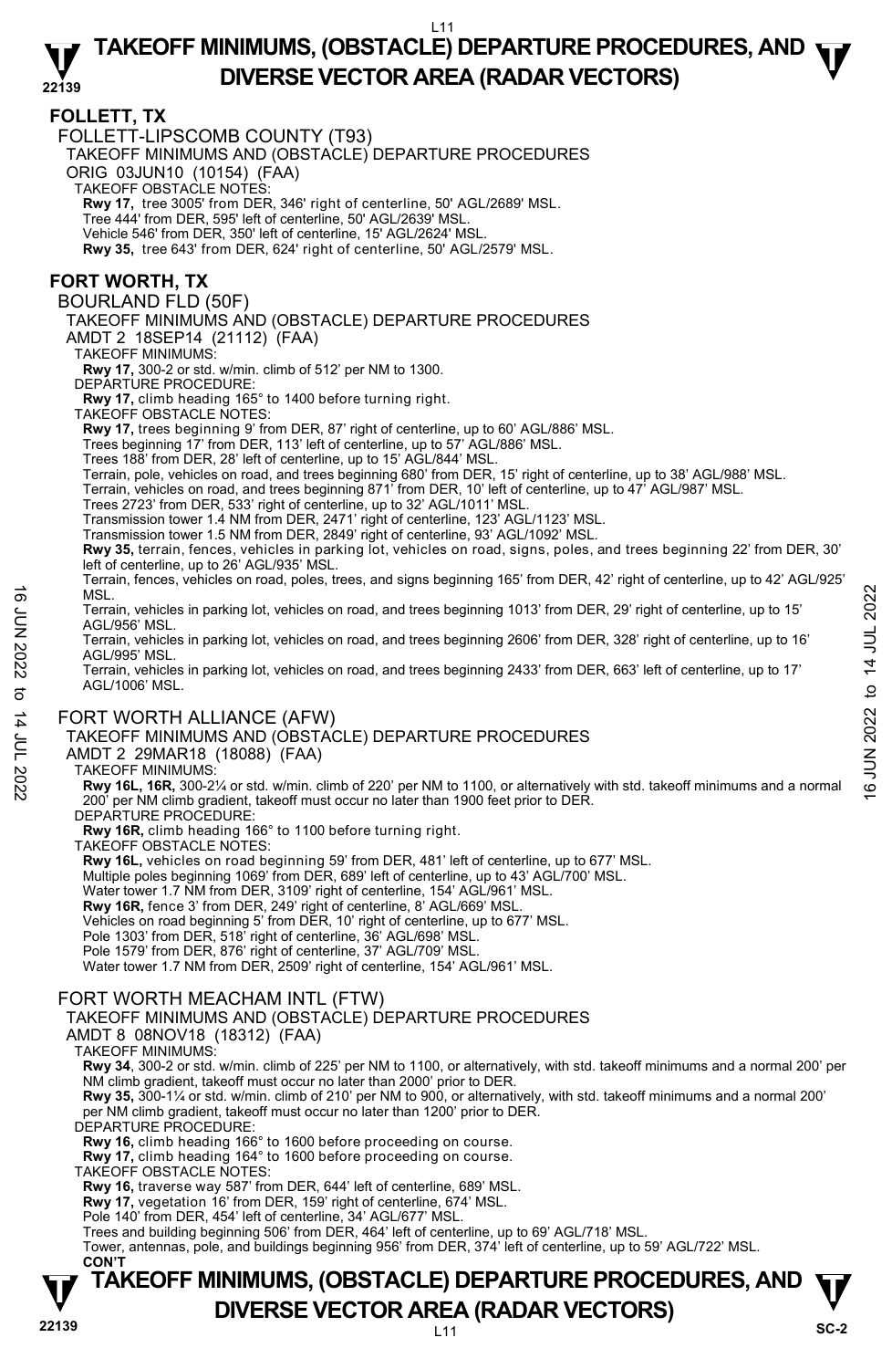## FOLLETT, TX

### FOLLETT-LIPSCOMB COUNTY (T93)

TAKEOFF MINIMUMS AND (OBSTACLE) DEPARTURE PROCEDURES
ORIG 03JUN10 (10154) (FAA)
TAKEOFF OBSTACLE NOTES:
**Rwy 17,** tree 3005' from DER, 346' right of centerline, 50' AGL/2689' MSL.
Tree 444' from DER, 595' left of centerline, 50' AGL/2639' MSL.
Vehicle 546' from DER, 350' left of centerline, 15' AGL/2624' MSL.
**Rwy 35,** tree 643' from DER, 624' right of centerline, 50' AGL/2579' MSL.

## FORT WORTH, TX

### BOURLAND FLD (50F)

TAKEOFF MINIMUMS AND (OBSTACLE) DEPARTURE PROCEDURES
AMDT 2 18SEP14 (21112) (FAA)
TAKEOFF MINIMUMS:
**Rwy 17,** 300-2 or std. w/min. climb of 512' per NM to 1300.
DEPARTURE PROCEDURE:
**Rwy 17,** climb heading 165° to 1400 before turning right.
TAKEOFF OBSTACLE NOTES:
**Rwy 17,** trees beginning 9' from DER, 87' right of centerline, up to 60' AGL/886' MSL.
Trees beginning 17' from DER, 113' left of centerline, up to 57' AGL/886' MSL.
Trees 188' from DER, 28' left of centerline, up to 15' AGL/844' MSL.
Terrain, pole, vehicles on road, and trees beginning 680' from DER, 15' right of centerline, up to 38' AGL/988' MSL.
Terrain, vehicles on road, and trees beginning 871' from DER, 10' left of centerline, up to 47' AGL/987' MSL.
Trees 2723' from DER, 533' right of centerline, up to 32' AGL/1011' MSL.
Transmission tower 1.4 NM from DER, 2471' right of centerline, 123' AGL/1123' MSL.
Transmission tower 1.5 NM from DER, 2849' right of centerline, 93' AGL/1092' MSL.
**Rwy 35,** terrain, fences, vehicles in parking lot, vehicles on road, signs, poles, and trees beginning 22' from DER, 30' left of centerline, up to 26' AGL/935' MSL.
Terrain, fences, vehicles on road, poles, trees, and signs beginning 165' from DER, 42' right of centerline, up to 42' AGL/925' MSL.
Terrain, vehicles in parking lot, vehicles on road, and trees beginning 1013' from DER, 29' right of centerline, up to 15' AGL/956' MSL.
Terrain, vehicles in parking lot, vehicles on road, and trees beginning 2606' from DER, 328' right of centerline, up to 16' AGL/995' MSL.
Terrain, vehicles in parking lot, vehicles on road, and trees beginning 2433' from DER, 663' left of centerline, up to 17' AGL/1006' MSL.

### FORT WORTH ALLIANCE (AFW)

TAKEOFF MINIMUMS AND (OBSTACLE) DEPARTURE PROCEDURES
AMDT 2 29MAR18 (18088) (FAA)
TAKEOFF MINIMUMS:
**Rwy 16L, 16R,** 300-2¼ or std. w/min. climb of 220' per NM to 1100, or alternatively with std. takeoff minimums and a normal 200' per NM climb gradient, takeoff must occur no later than 1900 feet prior to DER.
DEPARTURE PROCEDURE:
**Rwy 16R,** climb heading 166° to 1100 before turning right.
TAKEOFF OBSTACLE NOTES:
**Rwy 16L,** vehicles on road beginning 59' from DER, 481' left of centerline, up to 677' MSL.
Multiple poles beginning 1069' from DER, 689' left of centerline, up to 43' AGL/700' MSL.
Water tower 1.7 NM from DER, 3109' right of centerline, 154' AGL/961' MSL.
**Rwy 16R,** fence 3' from DER, 249' right of centerline, 8' AGL/669' MSL.
Vehicles on road beginning 5' from DER, 10' right of centerline, up to 677' MSL.
Pole 1303' from DER, 518' right of centerline, 36' AGL/698' MSL.
Pole 1579' from DER, 876' right of centerline, 37' AGL/709' MSL.
Water tower 1.7 NM from DER, 2509' right of centerline, 154' AGL/961' MSL.

### FORT WORTH MEACHAM INTL (FTW)

TAKEOFF MINIMUMS AND (OBSTACLE) DEPARTURE PROCEDURES
AMDT 8 08NOV18 (18312) (FAA)
TAKEOFF MINIMUMS:
**Rwy 34**, 300-2 or std. w/min. climb of 225' per NM to 1100, or alternatively, with std. takeoff minimums and a normal 200' per NM climb gradient, takeoff must occur no later than 2000' prior to DER.
**Rwy 35,** 300-1¼ or std. w/min. climb of 210' per NM to 900, or alternatively, with std. takeoff minimums and a normal 200' per NM climb gradient, takeoff must occur no later than 1200' prior to DER.
DEPARTURE PROCEDURE:
**Rwy 16,** climb heading 166° to 1600 before proceeding on course.
**Rwy 17,** climb heading 164° to 1600 before proceeding on course.
TAKEOFF OBSTACLE NOTES:
**Rwy 16,** traverse way 587' from DER, 644' left of centerline, 689' MSL.
**Rwy 17,** vegetation 16' from DER, 159' right of centerline, 674' MSL.
Pole 140' from DER, 454' left of centerline, 34' AGL/677' MSL.
Trees and building beginning 506' from DER, 464' left of centerline, up to 69' AGL/718' MSL.
Tower, antennas, pole, and buildings beginning 956' from DER, 374' left of centerline, up to 59' AGL/722' MSL.
**CON'T**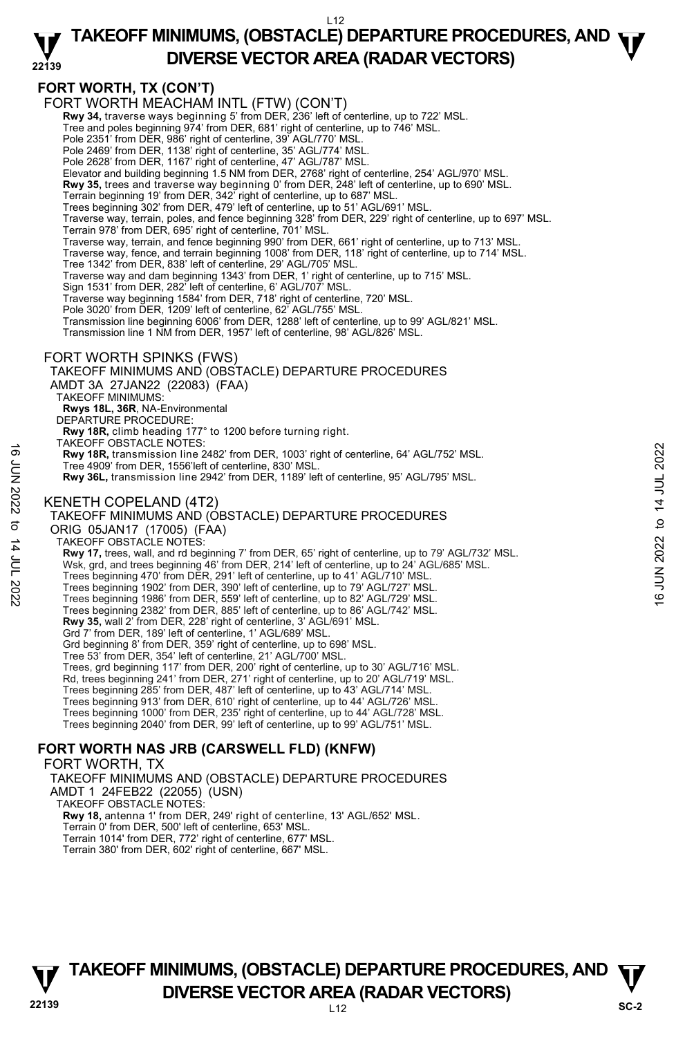## FORT WORTH, TX (CON'T)

FORT WORTH MEACHAM INTL (FTW) (CON'T)

**Rwy 34,** traverse ways beginning 5' from DER, 236' left of centerline, up to 722' MSL.
Tree and poles beginning 974' from DER, 681' right of centerline, up to 746' MSL.
Pole 2351' from DER, 986' right of centerline, 39' AGL/770' MSL.
Pole 2469' from DER, 1138' right of centerline, 35' AGL/774' MSL.
Pole 2628' from DER, 1167' right of centerline, 47' AGL/787' MSL.
Elevator and building beginning 1.5 NM from DER, 2768' right of centerline, 254' AGL/970' MSL.
**Rwy 35,** trees and traverse way beginning 0' from DER, 248' left of centerline, up to 690' MSL.
Terrain beginning 19' from DER, 342' right of centerline, up to 687' MSL.
Trees beginning 302' from DER, 479' left of centerline, up to 51' AGL/691' MSL.
Traverse way, terrain, poles, and fence beginning 328' from DER, 229' right of centerline, up to 697' MSL.
Terrain 978' from DER, 695' right of centerline, 701' MSL.
Traverse way, terrain, and fence beginning 990' from DER, 661' right of centerline, up to 713' MSL.
Traverse way, fence, and terrain beginning 1008' from DER, 118' right of centerline, up to 714' MSL.
Tree 1342' from DER, 838' left of centerline, 29' AGL/705' MSL.
Traverse way and dam beginning 1343' from DER, 1' right of centerline, up to 715' MSL.
Sign 1531' from DER, 282' left of centerline, 6' AGL/707' MSL.
Traverse way beginning 1584' from DER, 718' right of centerline, 720' MSL.
Pole 3020' from DER, 1209' left of centerline, 62' AGL/755' MSL.
Transmission line beginning 6006' from DER, 1288' left of centerline, up to 99' AGL/821' MSL.
Transmission line 1 NM from DER, 1957' left of centerline, 98' AGL/826' MSL.

FORT WORTH SPINKS (FWS)
TAKEOFF MINIMUMS AND (OBSTACLE) DEPARTURE PROCEDURES
AMDT 3A 27JAN22 (22083) (FAA)
TAKEOFF MINIMUMS:
**Rwys 18L, 36R**, NA-Environmental
DEPARTURE PROCEDURE:
**Rwy 18R,** climb heading 177° to 1200 before turning right.
TAKEOFF OBSTACLE NOTES:
**Rwy 18R,** transmission line 2482' from DER, 1003' right of centerline, 64' AGL/752' MSL.
Tree 4909' from DER, 1556'left of centerline, 830' MSL.
**Rwy 36L,** transmission line 2942' from DER, 1189' left of centerline, 95' AGL/795' MSL.

KENETH COPELAND (4T2)
TAKEOFF MINIMUMS AND (OBSTACLE) DEPARTURE PROCEDURES
ORIG 05JAN17 (17005) (FAA)
TAKEOFF OBSTACLE NOTES:
**Rwy 17,** trees, wall, and rd beginning 7' from DER, 65' right of centerline, up to 79' AGL/732' MSL.
Wsk, grd, and trees beginning 46' from DER, 214' left of centerline, up to 24' AGL/685' MSL.
Trees beginning 470' from DER, 291' left of centerline, up to 41' AGL/710' MSL.
Trees beginning 1902' from DER, 390' left of centerline, up to 79' AGL/727' MSL.
Trees beginning 1986' from DER, 559' left of centerline, up to 82' AGL/729' MSL.
Trees beginning 2382' from DER, 885' left of centerline, up to 86' AGL/742' MSL.
**Rwy 35,** wall 2' from DER, 228' right of centerline, 3' AGL/691' MSL.
Grd 7' from DER, 189' left of centerline, 1' AGL/689' MSL.
Grd beginning 8' from DER, 359' right of centerline, up to 698' MSL.
Tree 53' from DER, 354' left of centerline, 21' AGL/700' MSL.
Trees, grd beginning 117' from DER, 200' right of centerline, up to 30' AGL/716' MSL.
Rd, trees beginning 241' from DER, 271' right of centerline, up to 20' AGL/719' MSL.
Trees beginning 285' from DER, 487' left of centerline, up to 43' AGL/714' MSL.
Trees beginning 913' from DER, 610' right of centerline, up to 44' AGL/726' MSL.
Trees beginning 1000' from DER, 235' right of centerline, up to 44' AGL/728' MSL.
Trees beginning 2040' from DER, 99' left of centerline, up to 99' AGL/751' MSL.

## FORT WORTH NAS JRB (CARSWELL FLD) (KNFW)

FORT WORTH, TX
TAKEOFF MINIMUMS AND (OBSTACLE) DEPARTURE PROCEDURES
AMDT 1 24FEB22 (22055) (USN)
TAKEOFF OBSTACLE NOTES:
**Rwy 18,** antenna 1' from DER, 249' right of centerline, 13' AGL/652' MSL.
Terrain 0' from DER, 500' left of centerline, 653' MSL.
Terrain 1014' from DER, 772' right of centerline, 677' MSL.
Terrain 380' from DER, 602' right of centerline, 667' MSL.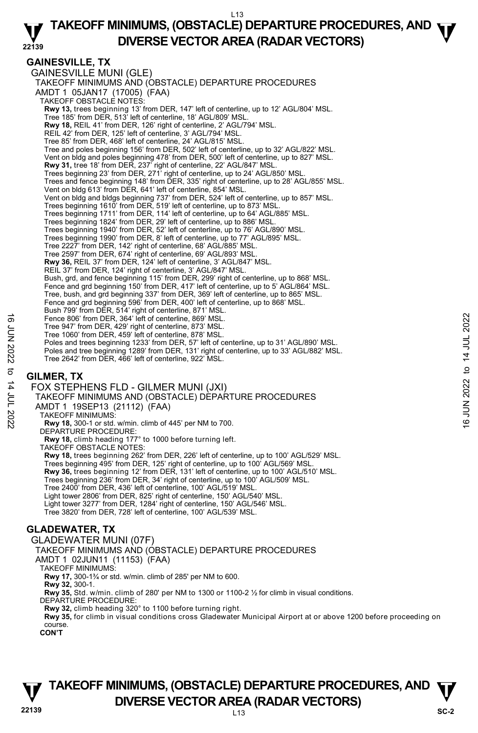## GAINESVILLE, TX

### GAINESVILLE MUNI (GLE)

TAKEOFF MINIMUMS AND (OBSTACLE) DEPARTURE PROCEDURES

AMDT 1 05JAN17 (17005) (FAA)

TAKEOFF OBSTACLE NOTES:

**Rwy 13,** trees beginning 13' from DER, 147' left of centerline, up to 12' AGL/804' MSL.
Tree 185' from DER, 513' left of centerline, 18' AGL/809' MSL.
**Rwy 18,** REIL 41' from DER, 126' right of centerline, 2' AGL/794' MSL.
REIL 42' from DER, 125' left of centerline, 3' AGL/794' MSL.
Tree 85' from DER, 468' left of centerline, 24' AGL/815' MSL.
Tree and poles beginning 156' from DER, 502' left of centerline, up to 32' AGL/822' MSL.
Vent on bldg and poles beginning 478' from DER, 500' left of centerline, up to 827' MSL.
**Rwy 31,** tree 18' from DER, 237' right of centerline, 22' AGL/847' MSL.
Trees beginning 23' from DER, 271' right of centerline, up to 24' AGL/850' MSL.
Trees and fence beginning 148' from DER, 335' right of centerline, up to 28' AGL/855' MSL.
Vent on bldg 613' from DER, 641' left of centerline, 854' MSL.
Vent on bldg and bldgs beginning 737' from DER, 524' left of centerline, up to 857' MSL.
Trees beginning 1610' from DER, 519' left of centerline, up to 873' MSL.
Trees beginning 1711' from DER, 114' left of centerline, up to 64' AGL/885' MSL.
Trees beginning 1824' from DER, 29' left of centerline, up to 886' MSL.
Trees beginning 1940' from DER, 52' left of centerline, up to 76' AGL/890' MSL.
Trees beginning 1990' from DER, 8' left of centerline, up to 77' AGL/895' MSL.
Tree 2227' from DER, 142' right of centerline, 68' AGL/885' MSL.
Tree 2597' from DER, 674' right of centerline, 69' AGL/893' MSL.
**Rwy 36,** REIL 37' from DER, 124' left of centerline, 3' AGL/847' MSL.
REIL 37' from DER, 124' right of centerline, 3' AGL/847' MSL.
Bush, grd, and fence beginning 115' from DER, 299' right of centerline, up to 868' MSL.
Fence and grd beginning 150' from DER, 417' left of centerline, up to 5' AGL/864' MSL.
Tree, bush, and grd beginning 337' from DER, 369' left of centerline, up to 865' MSL.
Fence and grd beginning 596' from DER, 400' left of centerline, up to 868' MSL.
Bush 799' from DER, 514' right of centerline, 871' MSL.
Fence 806' from DER, 364' left of centerline, 869' MSL.
Tree 947' from DER, 429' right of centerline, 873' MSL.
Tree 1060' from DER, 459' left of centerline, 878' MSL.
Poles and trees beginning 1233' from DER, 57' left of centerline, up to 31' AGL/890' MSL.
Poles and tree beginning 1289' from DER, 131' right of centerline, up to 33' AGL/882' MSL.
Tree 2642' from DER, 466' left of centerline, 922' MSL.

## GILMER, TX

### FOX STEPHENS FLD - GILMER MUNI (JXI)

TAKEOFF MINIMUMS AND (OBSTACLE) DEPARTURE PROCEDURES

AMDT 1 19SEP13 (21112) (FAA)

TAKEOFF MINIMUMS:

**Rwy 18,** 300-1 or std. w/min. climb of 445' per NM to 700.

DEPARTURE PROCEDURE:

**Rwy 18,** climb heading 177° to 1000 before turning left.

TAKEOFF OBSTACLE NOTES:

**Rwy 18,** trees beginning 262' from DER, 226' left of centerline, up to 100' AGL/529' MSL.
Trees beginning 495' from DER, 125' right of centerline, up to 100' AGL/569' MSL.
**Rwy 36,** trees beginning 12' from DER, 131' left of centerline, up to 100' AGL/510' MSL.
Trees beginning 236' from DER, 34' right of centerline, up to 100' AGL/509' MSL.
Tree 2400' from DER, 436' left of centerline, 100' AGL/519' MSL.
Light tower 2806' from DER, 825' right of centerline, 150' AGL/540' MSL.
Light tower 3277' from DER, 1284' right of centerline, 150' AGL/546' MSL.
Tree 3820' from DER, 728' left of centerline, 100' AGL/539' MSL.

## GLADEWATER, TX

### GLADEWATER MUNI (07F)

TAKEOFF MINIMUMS AND (OBSTACLE) DEPARTURE PROCEDURES

AMDT 1 02JUN11 (11153) (FAA)

TAKEOFF MINIMUMS:

**Rwy 17,** 300-1¾ or std. w/min. climb of 285' per NM to 600.
**Rwy 32,** 300-1.
**Rwy 35,** Std. w/min. climb of 280' per NM to 1300 or 1100-2 ½ for climb in visual conditions.

DEPARTURE PROCEDURE:

**Rwy 32,** climb heading 320° to 1100 before turning right.
**Rwy 35,** for climb in visual conditions cross Gladewater Municipal Airport at or above 1200 before proceeding on course.

**CON'T**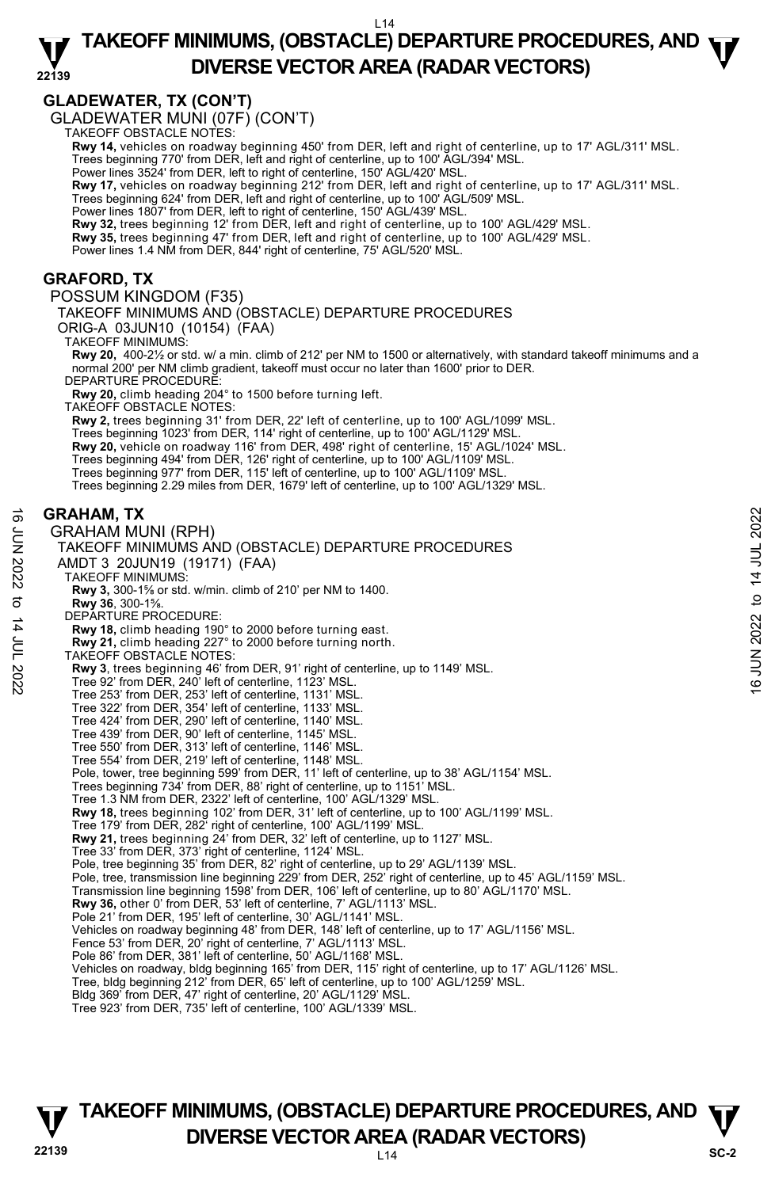## GLADEWATER, TX (CON'T)

GLADEWATER MUNI (07F) (CON'T)

TAKEOFF OBSTACLE NOTES:

**Rwy 14,** vehicles on roadway beginning 450' from DER, left and right of centerline, up to 17' AGL/311' MSL.
Trees beginning 770' from DER, left and right of centerline, up to 100' AGL/394' MSL.
Power lines 3524' from DER, left to right of centerline, 150' AGL/420' MSL.
**Rwy 17,** vehicles on roadway beginning 212' from DER, left and right of centerline, up to 17' AGL/311' MSL.
Trees beginning 624' from DER, left and right of centerline, up to 100' AGL/509' MSL.
Power lines 1807' from DER, left to right of centerline, 150' AGL/439' MSL.
**Rwy 32,** trees beginning 12' from DER, left and right of centerline, up to 100' AGL/429' MSL.
**Rwy 35,** trees beginning 47' from DER, left and right of centerline, up to 100' AGL/429' MSL.
Power lines 1.4 NM from DER, 844' right of centerline, 75' AGL/520' MSL.

## GRAFORD, TX

POSSUM KINGDOM (F35)

TAKEOFF MINIMUMS AND (OBSTACLE) DEPARTURE PROCEDURES

ORIG-A 03JUN10 (10154) (FAA)

TAKEOFF MINIMUMS:

**Rwy 20,** 400-2½ or std. w/ a min. climb of 212' per NM to 1500 or alternatively, with standard takeoff minimums and a normal 200' per NM climb gradient, takeoff must occur no later than 1600' prior to DER.

DEPARTURE PROCEDURE:

**Rwy 20,** climb heading 204° to 1500 before turning left.

TAKEOFF OBSTACLE NOTES:

**Rwy 2,** trees beginning 31' from DER, 22' left of centerline, up to 100' AGL/1099' MSL.
Trees beginning 1023' from DER, 114' right of centerline, up to 100' AGL/1129' MSL.
**Rwy 20,** vehicle on roadway 116' from DER, 498' right of centerline, 15' AGL/1024' MSL.
Trees beginning 494' from DER, 126' right of centerline, up to 100' AGL/1109' MSL.
Trees beginning 977' from DER, 115' left of centerline, up to 100' AGL/1109' MSL.
Trees beginning 2.29 miles from DER, 1679' left of centerline, up to 100' AGL/1329' MSL.

## GRAHAM, TX

GRAHAM MUNI (RPH)

TAKEOFF MINIMUMS AND (OBSTACLE) DEPARTURE PROCEDURES

AMDT 3 20JUN19 (19171) (FAA)

TAKEOFF MINIMUMS:

**Rwy 3,** 300-1⅝ or std. w/min. climb of 210' per NM to 1400.
**Rwy 36**, 300-1⅝.

DEPARTURE PROCEDURE:

**Rwy 18,** climb heading 190° to 2000 before turning east.
**Rwy 21,** climb heading 227° to 2000 before turning north.

TAKEOFF OBSTACLE NOTES:

**Rwy 3**, trees beginning 46' from DER, 91' right of centerline, up to 1149' MSL.
Tree 92' from DER, 240' left of centerline, 1123' MSL.
Tree 253' from DER, 253' left of centerline, 1131' MSL.
Tree 322' from DER, 354' left of centerline, 1133' MSL.
Tree 424' from DER, 290' left of centerline, 1140' MSL.
Tree 439' from DER, 90' left of centerline, 1145' MSL.
Tree 550' from DER, 313' left of centerline, 1146' MSL.
Tree 554' from DER, 219' left of centerline, 1148' MSL.
Pole, tower, tree beginning 599' from DER, 11' left of centerline, up to 38' AGL/1154' MSL.
Trees beginning 734' from DER, 88' right of centerline, up to 1151' MSL.
Tree 1.3 NM from DER, 2322' left of centerline, 100' AGL/1329' MSL.
**Rwy 18,** trees beginning 102' from DER, 31' left of centerline, up to 100' AGL/1199' MSL.
Tree 179' from DER, 282' right of centerline, 100' AGL/1199' MSL.
**Rwy 21,** trees beginning 24' from DER, 32' left of centerline, up to 1127' MSL.
Tree 33' from DER, 373' right of centerline, 1124' MSL.
Pole, tree beginning 35' from DER, 82' right of centerline, up to 29' AGL/1139' MSL.
Pole, tree, transmission line beginning 229' from DER, 252' right of centerline, up to 45' AGL/1159' MSL.
Transmission line beginning 1598' from DER, 106' left of centerline, up to 80' AGL/1170' MSL.
**Rwy 36,** other 0' from DER, 53' left of centerline, 7' AGL/1113' MSL.
Pole 21' from DER, 195' left of centerline, 30' AGL/1141' MSL.
Vehicles on roadway beginning 48' from DER, 148' left of centerline, up to 17' AGL/1156' MSL.
Fence 53' from DER, 20' right of centerline, 7' AGL/1113' MSL.
Pole 86' from DER, 381' left of centerline, 50' AGL/1168' MSL.
Vehicles on roadway, bldg beginning 165' from DER, 115' right of centerline, up to 17' AGL/1126' MSL.
Tree, bldg beginning 212' from DER, 65' left of centerline, up to 100' AGL/1259' MSL.
Bldg 369' from DER, 47' right of centerline, 20' AGL/1129' MSL.
Tree 923' from DER, 735' left of centerline, 100' AGL/1339' MSL.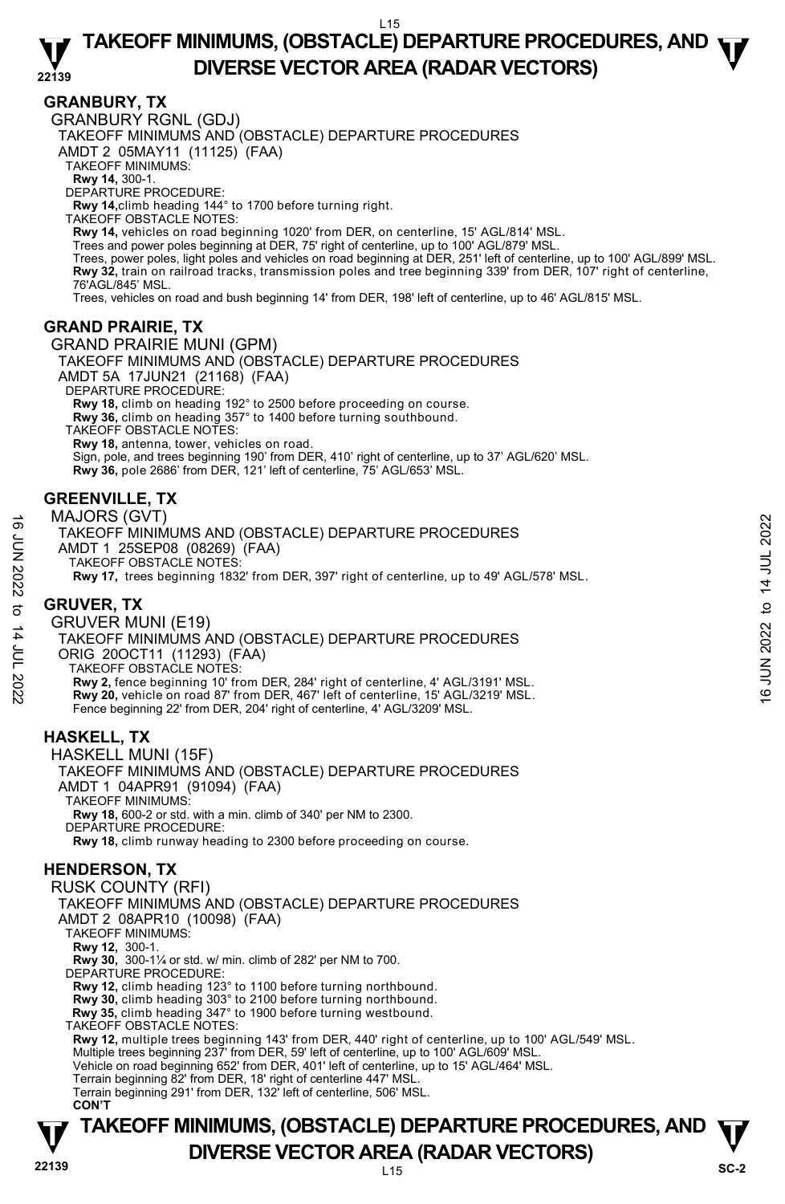## GRANBURY, TX

GRANBURY RGNL (GDJ)
TAKEOFF MINIMUMS AND (OBSTACLE) DEPARTURE PROCEDURES
AMDT 2 05MAY11 (11125) (FAA)
TAKEOFF MINIMUMS:
**Rwy 14,** 300-1.
DEPARTURE PROCEDURE:
**Rwy 14,**climb heading 144° to 1700 before turning right.
TAKEOFF OBSTACLE NOTES:
**Rwy 14,** vehicles on road beginning 1020' from DER, on centerline, 15' AGL/814' MSL.
Trees and power poles beginning at DER, 75' right of centerline, up to 100' AGL/879' MSL.
Trees, power poles, light poles and vehicles on road beginning at DER, 251' left of centerline, up to 100' AGL/899' MSL.
**Rwy 32,** train on railroad tracks, transmission poles and tree beginning 339' from DER, 107' right of centerline, 76'AGL/845' MSL.
Trees, vehicles on road and bush beginning 14' from DER, 198' left of centerline, up to 46' AGL/815' MSL.

## GRAND PRAIRIE, TX

GRAND PRAIRIE MUNI (GPM)
TAKEOFF MINIMUMS AND (OBSTACLE) DEPARTURE PROCEDURES
AMDT 5A 17JUN21 (21168) (FAA)
DEPARTURE PROCEDURE:
**Rwy 18,** climb on heading 192° to 2500 before proceeding on course.
**Rwy 36,** climb on heading 357° to 1400 before turning southbound.
TAKEOFF OBSTACLE NOTES:
**Rwy 18,** antenna, tower, vehicles on road.
Sign, pole, and trees beginning 190' from DER, 410' right of centerline, up to 37' AGL/620' MSL.
**Rwy 36,** pole 2686' from DER, 121' left of centerline, 75' AGL/653' MSL.

## GREENVILLE, TX

MAJORS (GVT)
TAKEOFF MINIMUMS AND (OBSTACLE) DEPARTURE PROCEDURES
AMDT 1 25SEP08 (08269) (FAA)
TAKEOFF OBSTACLE NOTES:
**Rwy 17,** trees beginning 1832' from DER, 397' right of centerline, up to 49' AGL/578' MSL.

## GRUVER, TX

GRUVER MUNI (E19)
TAKEOFF MINIMUMS AND (OBSTACLE) DEPARTURE PROCEDURES
ORIG 20OCT11 (11293) (FAA)
TAKEOFF OBSTACLE NOTES:
**Rwy 2,** fence beginning 10' from DER, 284' right of centerline, 4' AGL/3191' MSL.
**Rwy 20,** vehicle on road 87' from DER, 467' left of centerline, 15' AGL/3219' MSL.
Fence beginning 22' from DER, 204' right of centerline, 4' AGL/3209' MSL.

## HASKELL, TX

HASKELL MUNI (15F)
TAKEOFF MINIMUMS AND (OBSTACLE) DEPARTURE PROCEDURES
AMDT 1 04APR91 (91094) (FAA)
TAKEOFF MINIMUMS:
**Rwy 18,** 600-2 or std. with a min. climb of 340' per NM to 2300.
DEPARTURE PROCEDURE:
**Rwy 18,** climb runway heading to 2300 before proceeding on course.

## HENDERSON, TX

RUSK COUNTY (RFI)
TAKEOFF MINIMUMS AND (OBSTACLE) DEPARTURE PROCEDURES
AMDT 2 08APR10 (10098) (FAA)
TAKEOFF MINIMUMS:
**Rwy 12,** 300-1.
**Rwy 30,** 300-1¼ or std. w/ min. climb of 282' per NM to 700.
DEPARTURE PROCEDURE:
**Rwy 12,** climb heading 123° to 1100 before turning northbound.
**Rwy 30,** climb heading 303° to 2100 before turning northbound.
**Rwy 35,** climb heading 347° to 1900 before turning westbound.
TAKEOFF OBSTACLE NOTES:
**Rwy 12,** multiple trees beginning 143' from DER, 440' right of centerline, up to 100' AGL/549' MSL.
Multiple trees beginning 237' from DER, 59' left of centerline, up to 100' AGL/609' MSL.
Vehicle on road beginning 652' from DER, 401' left of centerline, up to 15' AGL/464' MSL.
Terrain beginning 82' from DER, 18' right of centerline 447' MSL.
Terrain beginning 291' from DER, 132' left of centerline, 506' MSL.
**CON'T**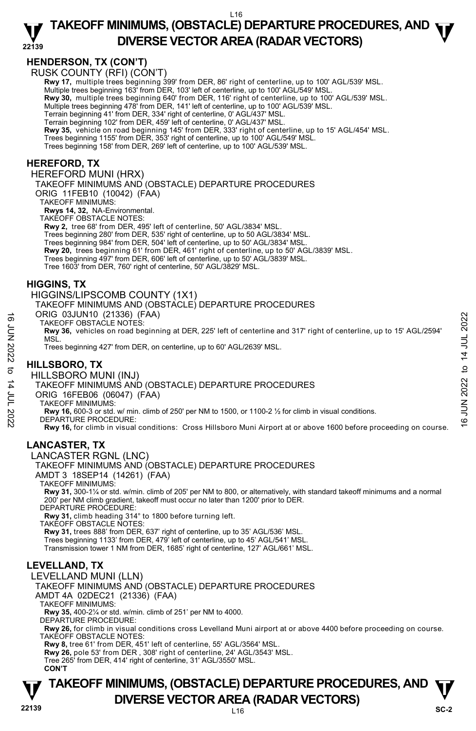## HENDERSON, TX (CON'T)

RUSK COUNTY (RFI) (CON'T)

**Rwy 17,** multiple trees beginning 399' from DER, 86' right of centerline, up to 100' AGL/539' MSL.
Multiple trees beginning 163' from DER, 103' left of centerline, up to 100' AGL/549' MSL.
**Rwy 30,** multiple trees beginning 640' from DER, 116' right of centerline, up to 100' AGL/539' MSL.
Multiple trees beginning 478' from DER, 141' left of centerline, up to 100' AGL/539' MSL.
Terrain beginning 41' from DER, 334' right of centerline, 0' AGL/437' MSL.
Terrain beginning 102' from DER, 459' left of centerline, 0' AGL/437' MSL.
**Rwy 35,** vehicle on road beginning 145' from DER, 333' right of centerline, up to 15' AGL/454' MSL.
Trees beginning 1155' from DER, 353' right of centerline, up to 100' AGL/549' MSL.
Trees beginning 158' from DER, 269' left of centerline, up to 100' AGL/539' MSL.

## HEREFORD, TX

HEREFORD MUNI (HRX)
TAKEOFF MINIMUMS AND (OBSTACLE) DEPARTURE PROCEDURES
ORIG 11FEB10 (10042) (FAA)
TAKEOFF MINIMUMS:
**Rwys 14, 32,** NA-Environmental.
TAKEOFF OBSTACLE NOTES:
**Rwy 2,** tree 68' from DER, 495' left of centerline, 50' AGL/3834' MSL.
Trees beginning 280' from DER, 535' right of centerline, up to 50 AGL/3834' MSL.
Trees beginning 984' from DER, 504' left of centerline, up to 50' AGL/3834' MSL.
**Rwy 20,** trees beginning 61' from DER, 461' right of centerline, up to 50' AGL/3839' MSL.
Trees beginning 497' from DER, 606' left of centerline, up to 50' AGL/3839' MSL.
Tree 1603' from DER, 760' right of centerline, 50' AGL/3829' MSL.

## HIGGINS, TX

HIGGINS/LIPSCOMB COUNTY (1X1)
TAKEOFF MINIMUMS AND (OBSTACLE) DEPARTURE PROCEDURES
ORIG 03JUN10 (21336) (FAA)
TAKEOFF OBSTACLE NOTES:
**Rwy 36,** vehicles on road beginning at DER, 225' left of centerline and 317' right of centerline, up to 15' AGL/2594' MSL.
Trees beginning 427' from DER, on centerline, up to 60' AGL/2639' MSL.

## HILLSBORO, TX

HILLSBORO MUNI (INJ)
TAKEOFF MINIMUMS AND (OBSTACLE) DEPARTURE PROCEDURES
ORIG 16FEB06 (06047) (FAA)
TAKEOFF MINIMUMS:
**Rwy 16,** 600-3 or std. w/ min. climb of 250' per NM to 1500, or 1100-2 ½ for climb in visual conditions.
DEPARTURE PROCEDURE:
**Rwy 16,** for climb in visual conditions: Cross Hillsboro Muni Airport at or above 1600 before proceeding on course.

## LANCASTER, TX

LANCASTER RGNL (LNC)
TAKEOFF MINIMUMS AND (OBSTACLE) DEPARTURE PROCEDURES
AMDT 3 18SEP14 (14261) (FAA)
TAKEOFF MINIMUMS:
**Rwy 31,** 300-1¼ or std. w/min. climb of 205' per NM to 800, or alternatively, with standard takeoff minimums and a normal 200' per NM climb gradient, takeoff must occur no later than 1200' prior to DER.
DEPARTURE PROCEDURE:
**Rwy 31,** climb heading 314° to 1800 before turning left.
TAKEOFF OBSTACLE NOTES:
**Rwy 31,** trees 888' from DER, 637' right of centerline, up to 35' AGL/536' MSL.
Trees beginning 1133' from DER, 479' left of centerline, up to 45' AGL/541' MSL.
Transmission tower 1 NM from DER, 1685' right of centerline, 127' AGL/661' MSL.

## LEVELLAND, TX

LEVELLAND MUNI (LLN)
TAKEOFF MINIMUMS AND (OBSTACLE) DEPARTURE PROCEDURES
AMDT 4A 02DEC21 (21336) (FAA)
TAKEOFF MINIMUMS:
**Rwy 35,** 400-2¼ or std. w/min. climb of 251' per NM to 4000.
DEPARTURE PROCEDURE:
**Rwy 26,** for climb in visual conditions cross Levelland Muni airport at or above 4400 before proceeding on course.
TAKEOFF OBSTACLE NOTES:
**Rwy 8,** tree 61' from DER, 451' left of centerline, 55' AGL/3564' MSL.
**Rwy 26,** pole 53' from DER , 308' right of centerline, 24' AGL/3543' MSL.
Tree 265' from DER, 414' right of centerline, 31' AGL/3550' MSL.
**CON'T**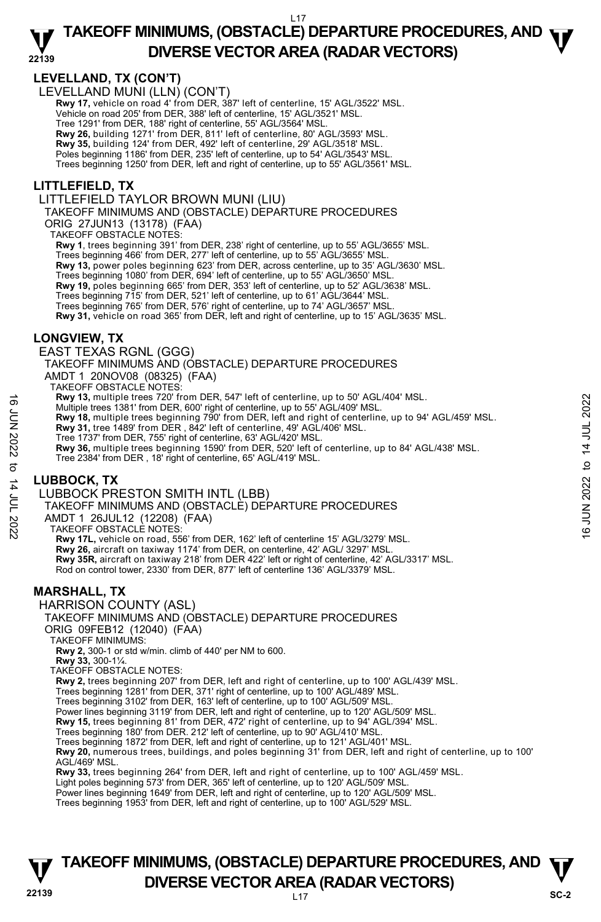## LEVELLAND, TX (CON'T)

LEVELLAND MUNI (LLN) (CON'T)

**Rwy 17,** vehicle on road 4' from DER, 387' left of centerline, 15' AGL/3522' MSL.
Vehicle on road 205' from DER, 388' left of centerline, 15' AGL/3521' MSL.
Tree 1291' from DER, 188' right of centerline, 55' AGL/3564' MSL.
**Rwy 26,** building 1271' from DER, 811' left of centerline, 80' AGL/3593' MSL.
**Rwy 35,** building 124' from DER, 492' left of centerline, 29' AGL/3518' MSL.
Poles beginning 1186' from DER, 235' left of centerline, up to 54' AGL/3543' MSL.
Trees beginning 1250' from DER, left and right of centerline, up to 55' AGL/3561' MSL.

## LITTLEFIELD, TX

LITTLEFIELD TAYLOR BROWN MUNI (LIU)

TAKEOFF MINIMUMS AND (OBSTACLE) DEPARTURE PROCEDURES

ORIG 27JUN13 (13178) (FAA)

TAKEOFF OBSTACLE NOTES:

**Rwy 1**, trees beginning 391' from DER, 238' right of centerline, up to 55' AGL/3655' MSL.
Trees beginning 466' from DER, 277' left of centerline, up to 55' AGL/3655' MSL.
**Rwy 13,** power poles beginning 623' from DER, across centerline, up to 35' AGL/3630' MSL.
Trees beginning 1080' from DER, 694' left of centerline, up to 55' AGL/3650' MSL.
**Rwy 19,** poles beginning 665' from DER, 353' left of centerline, up to 52' AGL/3638' MSL.
Trees beginning 715' from DER, 521' left of centerline, up to 61' AGL/3644' MSL.
Trees beginning 765' from DER, 576' right of centerline, up to 74' AGL/3657' MSL.
**Rwy 31,** vehicle on road 365' from DER, left and right of centerline, up to 15' AGL/3635' MSL.

## LONGVIEW, TX

EAST TEXAS RGNL (GGG)

TAKEOFF MINIMUMS AND (OBSTACLE) DEPARTURE PROCEDURES

AMDT 1 20NOV08 (08325) (FAA)

TAKEOFF OBSTACLE NOTES:

**Rwy 13,** multiple trees 720' from DER, 547' left of centerline, up to 50' AGL/404' MSL.
Multiple trees 1381' from DER, 600' right of centerline, up to 55' AGL/409' MSL.
**Rwy 18,** multiple trees beginning 790' from DER, left and right of centerline, up to 94' AGL/459' MSL.
**Rwy 31,** tree 1489' from DER , 842' left of centerline, 49' AGL/406' MSL.
Tree 1737' from DER, 755' right of centerline, 63' AGL/420' MSL.
**Rwy 36,** multiple trees beginning 1590' from DER, 520' left of centerline, up to 84' AGL/438' MSL.
Tree 2384' from DER , 18' right of centerline, 65' AGL/419' MSL.

## LUBBOCK, TX

LUBBOCK PRESTON SMITH INTL (LBB)

TAKEOFF MINIMUMS AND (OBSTACLE) DEPARTURE PROCEDURES

AMDT 1 26JUL12 (12208) (FAA)

TAKEOFF OBSTACLE NOTES:

**Rwy 17L,** vehicle on road, 556' from DER, 162' left of centerline 15' AGL/3279' MSL.
**Rwy 26,** aircraft on taxiway 1174' from DER, on centerline, 42' AGL/ 3297' MSL.
**Rwy 35R,** aircraft on taxiway 218' from DER 422' left or right of centerline, 42' AGL/3317' MSL.
Rod on control tower, 2330' from DER, 877' left of centerline 136' AGL/3379' MSL.

## MARSHALL, TX

HARRISON COUNTY (ASL)

TAKEOFF MINIMUMS AND (OBSTACLE) DEPARTURE PROCEDURES

ORIG 09FEB12 (12040) (FAA)

TAKEOFF MINIMUMS:

**Rwy 2,** 300-1 or std w/min. climb of 440' per NM to 600.
**Rwy 33,** 300-1¼.

TAKEOFF OBSTACLE NOTES:

**Rwy 2,** trees beginning 207' from DER, left and right of centerline, up to 100' AGL/439' MSL.
Trees beginning 1281' from DER, 371' right of centerline, up to 100' AGL/489' MSL.
Trees beginning 3102' from DER, 163' left of centerline, up to 100' AGL/509' MSL.
Power lines beginning 3119' from DER, left and right of centerline, up to 120' AGL/509' MSL.
**Rwy 15,** trees beginning 81' from DER, 472' right of centerline, up to 94' AGL/394' MSL.
Trees beginning 180' from DER. 212' left of centerline, up to 90' AGL/410' MSL.
Trees beginning 1872' from DER, left and right of centerline, up to 121' AGL/401' MSL.
**Rwy 20,** numerous trees, buildings, and poles beginning 31' from DER, left and right of centerline, up to 100' AGL/469' MSL.
**Rwy 33,** trees beginning 264' from DER, left and right of centerline, up to 100' AGL/459' MSL.
Light poles beginning 573' from DER, 365' left of centerline, up to 120' AGL/509' MSL.
Power lines beginning 1649' from DER, left and right of centerline, up to 120' AGL/509' MSL.
Trees beginning 1953' from DER, left and right of centerline, up to 100' AGL/529' MSL.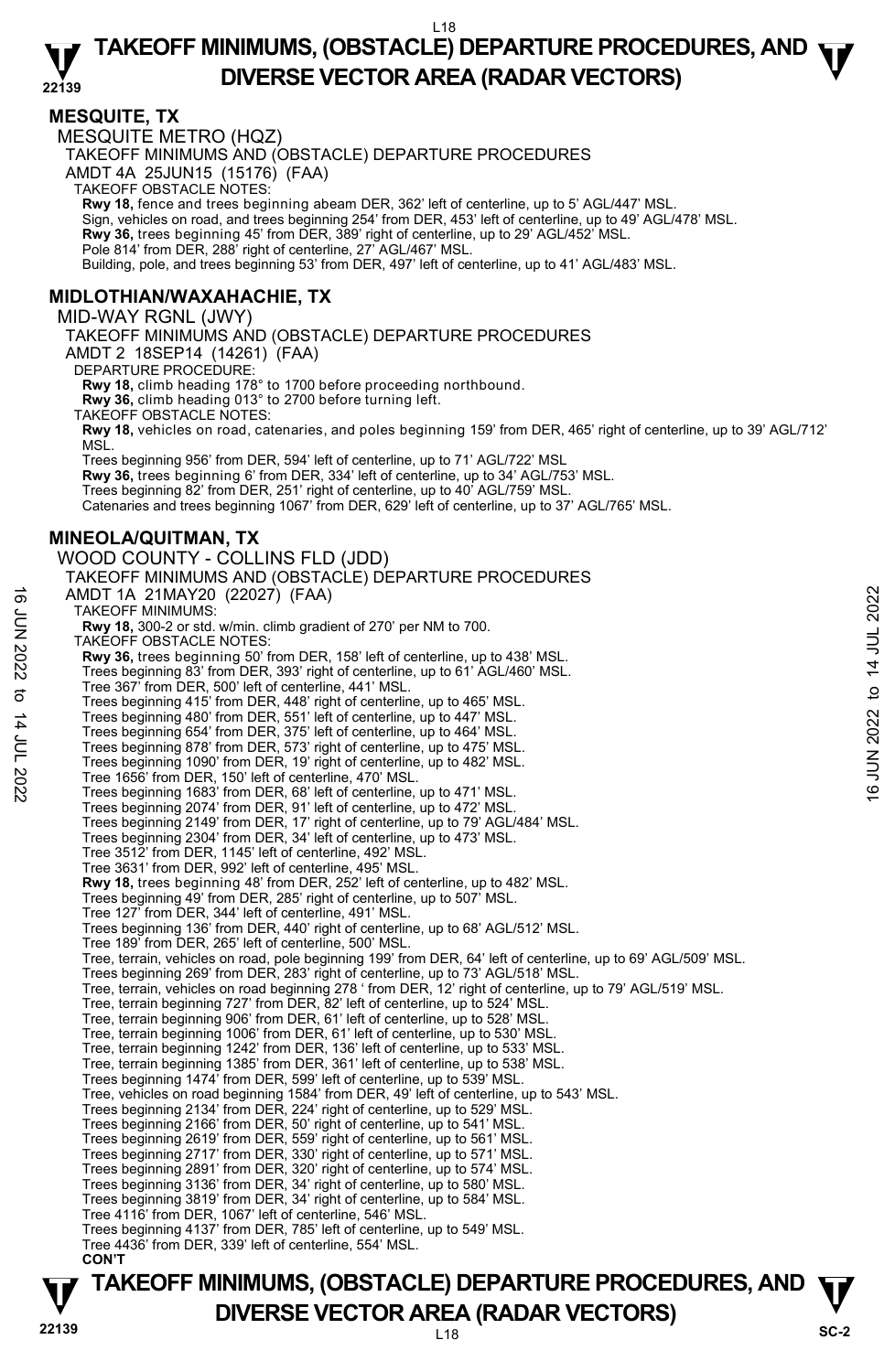## MESQUITE, TX

MESQUITE METRO (HQZ)

TAKEOFF MINIMUMS AND (OBSTACLE) DEPARTURE PROCEDURES

AMDT 4A 25JUN15 (15176) (FAA)

TAKEOFF OBSTACLE NOTES:

**Rwy 18,** fence and trees beginning abeam DER, 362' left of centerline, up to 5' AGL/447' MSL.
Sign, vehicles on road, and trees beginning 254' from DER, 453' left of centerline, up to 49' AGL/478' MSL.
**Rwy 36,** trees beginning 45' from DER, 389' right of centerline, up to 29' AGL/452' MSL.
Pole 814' from DER, 288' right of centerline, 27' AGL/467' MSL.
Building, pole, and trees beginning 53' from DER, 497' left of centerline, up to 41' AGL/483' MSL.

## MIDLOTHIAN/WAXAHACHIE, TX

MID-WAY RGNL (JWY)

TAKEOFF MINIMUMS AND (OBSTACLE) DEPARTURE PROCEDURES

AMDT 2 18SEP14 (14261) (FAA)

DEPARTURE PROCEDURE:

**Rwy 18,** climb heading 178° to 1700 before proceeding northbound.
**Rwy 36,** climb heading 013° to 2700 before turning left.

TAKEOFF OBSTACLE NOTES:

**Rwy 18,** vehicles on road, catenaries, and poles beginning 159' from DER, 465' right of centerline, up to 39' AGL/712' MSL.
Trees beginning 956' from DER, 594' left of centerline, up to 71' AGL/722' MSL
**Rwy 36,** trees beginning 6' from DER, 334' left of centerline, up to 34' AGL/753' MSL.
Trees beginning 82' from DER, 251' right of centerline, up to 40' AGL/759' MSL.
Catenaries and trees beginning 1067' from DER, 629' left of centerline, up to 37' AGL/765' MSL.

## MINEOLA/QUITMAN, TX

WOOD COUNTY - COLLINS FLD (JDD)

TAKEOFF MINIMUMS AND (OBSTACLE) DEPARTURE PROCEDURES

AMDT 1A 21MAY20 (22027) (FAA)

TAKEOFF MINIMUMS:

**Rwy 18,** 300-2 or std. w/min. climb gradient of 270' per NM to 700.

TAKEOFF OBSTACLE NOTES:

**Rwy 36,** trees beginning 50' from DER, 158' left of centerline, up to 438' MSL.
Trees beginning 83' from DER, 393' right of centerline, up to 61' AGL/460' MSL.
Tree 367' from DER, 500' left of centerline, 441' MSL.
Trees beginning 415' from DER, 448' right of centerline, up to 465' MSL.
Trees beginning 480' from DER, 551' left of centerline, up to 447' MSL.
Trees beginning 654' from DER, 375' left of centerline, up to 464' MSL.
Trees beginning 878' from DER, 573' right of centerline, up to 475' MSL.
Trees beginning 1090' from DER, 19' right of centerline, up to 482' MSL.
Tree 1656' from DER, 150' left of centerline, 470' MSL.
Trees beginning 1683' from DER, 68' left of centerline, up to 471' MSL.
Trees beginning 2074' from DER, 91' left of centerline, up to 472' MSL.
Trees beginning 2149' from DER, 17' right of centerline, up to 79' AGL/484' MSL.
Trees beginning 2304' from DER, 34' left of centerline, up to 473' MSL.
Tree 3512' from DER, 1145' left of centerline, 492' MSL.
Tree 3631' from DER, 992' left of centerline, 495' MSL.
**Rwy 18,** trees beginning 48' from DER, 252' left of centerline, up to 482' MSL.
Trees beginning 49' from DER, 285' right of centerline, up to 507' MSL.
Tree 127' from DER, 344' left of centerline, 491' MSL.
Trees beginning 136' from DER, 440' right of centerline, up to 68' AGL/512' MSL.
Tree 189' from DER, 265' left of centerline, 500' MSL.
Tree, terrain, vehicles on road, pole beginning 199' from DER, 64' left of centerline, up to 69' AGL/509' MSL.
Trees beginning 269' from DER, 283' right of centerline, up to 73' AGL/518' MSL.
Tree, terrain, vehicles on road beginning 278 ' from DER, 12' right of centerline, up to 79' AGL/519' MSL.
Tree, terrain beginning 727' from DER, 82' left of centerline, up to 524' MSL.
Tree, terrain beginning 906' from DER, 61' left of centerline, up to 528' MSL.
Tree, terrain beginning 1006' from DER, 61' left of centerline, up to 530' MSL.
Tree, terrain beginning 1242' from DER, 136' left of centerline, up to 533' MSL.
Tree, terrain beginning 1385' from DER, 361' left of centerline, up to 538' MSL.
Trees beginning 1474' from DER, 599' left of centerline, up to 539' MSL.
Tree, vehicles on road beginning 1584' from DER, 49' left of centerline, up to 543' MSL.
Trees beginning 2134' from DER, 224' right of centerline, up to 529' MSL.
Trees beginning 2166' from DER, 50' right of centerline, up to 541' MSL.
Trees beginning 2619' from DER, 559' right of centerline, up to 561' MSL.
Trees beginning 2717' from DER, 330' right of centerline, up to 571' MSL.
Trees beginning 2891' from DER, 320' right of centerline, up to 574' MSL.
Trees beginning 3136' from DER, 34' right of centerline, up to 580' MSL.
Trees beginning 3819' from DER, 34' right of centerline, up to 584' MSL.
Tree 4116' from DER, 1067' left of centerline, 546' MSL.
Trees beginning 4137' from DER, 785' left of centerline, up to 549' MSL.
Tree 4436' from DER, 339' left of centerline, 554' MSL.

**CON'T**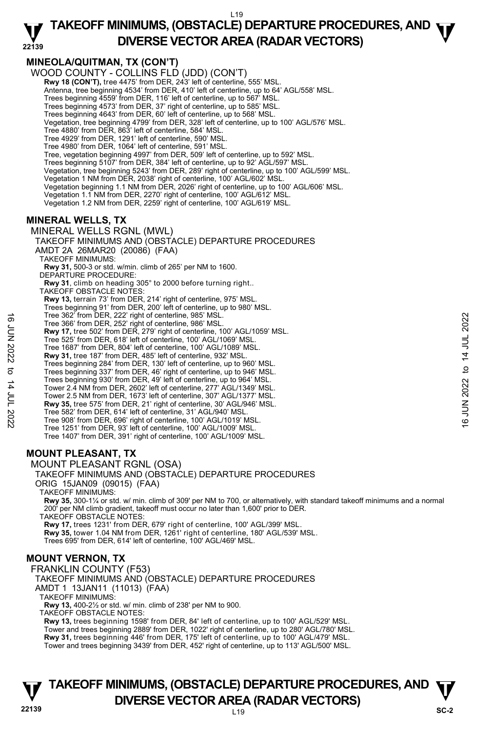## MINEOLA/QUITMAN, TX (CON'T)

WOOD COUNTY - COLLINS FLD (JDD) (CON'T)

**Rwy 18 (CON'T),** tree 4475' from DER, 243' left of centerline, 555' MSL.
Antenna, tree beginning 4534' from DER, 410' left of centerline, up to 64' AGL/558' MSL.
Trees beginning 4559' from DER, 116' left of centerline, up to 567' MSL.
Trees beginning 4573' from DER, 37' right of centerline, up to 585' MSL.
Trees beginning 4643' from DER, 60' left of centerline, up to 568' MSL.
Vegetation, tree beginning 4799' from DER, 328' left of centerline, up to 100' AGL/576' MSL.
Tree 4880' from DER, 863' left of centerline, 584' MSL.
Tree 4929' from DER, 1291' left of centerline, 590' MSL.
Tree 4980' from DER, 1064' left of centerline, 591' MSL.
Tree, vegetation beginning 4997' from DER, 509' left of centerline, up to 592' MSL.
Trees beginning 5107' from DER, 384' left of centerline, up to 92' AGL/597' MSL.
Vegetation, tree beginning 5243' from DER, 289' right of centerline, up to 100' AGL/599' MSL.
Vegetation 1 NM from DER, 2038' right of centerline, 100' AGL/602' MSL.
Vegetation beginning 1.1 NM from DER, 2026' right of centerline, up to 100' AGL/606' MSL.
Vegetation 1.1 NM from DER, 2270' right of centerline, 100' AGL/612' MSL.
Vegetation 1.2 NM from DER, 2259' right of centerline, 100' AGL/619' MSL.

## MINERAL WELLS, TX

MINERAL WELLS RGNL (MWL)
TAKEOFF MINIMUMS AND (OBSTACLE) DEPARTURE PROCEDURES
AMDT 2A 26MAR20 (20086) (FAA)

TAKEOFF MINIMUMS:
**Rwy 31,** 500-3 or std. w/min. climb of 265' per NM to 1600.

DEPARTURE PROCEDURE:
**Rwy 31**, climb on heading 305° to 2000 before turning right..

TAKEOFF OBSTACLE NOTES:
**Rwy 13,** terrain 73' from DER, 214' right of centerline, 975' MSL.
Trees beginning 91' from DER, 200' left of centerline, up to 980' MSL.
Tree 362' from DER, 222' right of centerline, 985' MSL.
Tree 366' from DER, 252' right of centerline, 986' MSL.
**Rwy 17,** tree 502' from DER, 279' right of centerline, 100' AGL/1059' MSL.
Tree 525' from DER, 618' left of centerline, 100' AGL/1069' MSL.
Tree 1687' from DER, 804' left of centerline, 100' AGL/1089' MSL.
**Rwy 31,** tree 187' from DER, 485' left of centerline, 932' MSL.
Trees beginning 284' from DER, 130' left of centerline, up to 960' MSL.
Trees beginning 337' from DER, 46' right of centerline, up to 946' MSL.
Trees beginning 930' from DER, 49' left of centerline, up to 964' MSL.
Tower 2.4 NM from DER, 2602' left of centerline, 277' AGL/1349' MSL.
Tower 2.5 NM from DER, 1673' left of centerline, 307' AGL/1377' MSL.
**Rwy 35,** tree 575' from DER, 21' right of centerline, 30' AGL/946' MSL.
Tree 582' from DER, 614' left of centerline, 31' AGL/940' MSL.
Tree 908' from DER, 696' right of centerline, 100' AGL/1019' MSL.
Tree 1251' from DER, 93' left of centerline, 100' AGL/1009' MSL.
Tree 1407' from DER, 391' right of centerline, 100' AGL/1009' MSL.

## MOUNT PLEASANT, TX

MOUNT PLEASANT RGNL (OSA)
TAKEOFF MINIMUMS AND (OBSTACLE) DEPARTURE PROCEDURES
ORIG 15JAN09 (09015) (FAA)

TAKEOFF MINIMUMS:
**Rwy 35,** 300-1¼ or std. w/ min. climb of 309' per NM to 700, or alternatively, with standard takeoff minimums and a normal 200' per NM climb gradient, takeoff must occur no later than 1,600' prior to DER.

TAKEOFF OBSTACLE NOTES:
**Rwy 17,** trees 1231' from DER, 679' right of centerline, 100' AGL/399' MSL.
**Rwy 35,** tower 1.04 NM from DER, 1261' right of centerline, 180' AGL/539' MSL.
Trees 695' from DER, 614' left of centerline, 100' AGL/469' MSL.

## MOUNT VERNON, TX

FRANKLIN COUNTY (F53)
TAKEOFF MINIMUMS AND (OBSTACLE) DEPARTURE PROCEDURES
AMDT 1 13JAN11 (11013) (FAA)

TAKEOFF MINIMUMS:
**Rwy 13,** 400-2½ or std. w/ min. climb of 238' per NM to 900.

TAKEOFF OBSTACLE NOTES:
**Rwy 13,** trees beginning 1598' from DER, 84' left of centerline, up to 100' AGL/529' MSL.
Tower and trees beginning 2889' from DER, 1022' right of centerline, up to 280' AGL/780' MSL.
**Rwy 31,** trees beginning 446' from DER, 175' left of centerline, up to 100' AGL/479' MSL.
Tower and trees beginning 3439' from DER, 452' right of centerline, up to 113' AGL/500' MSL.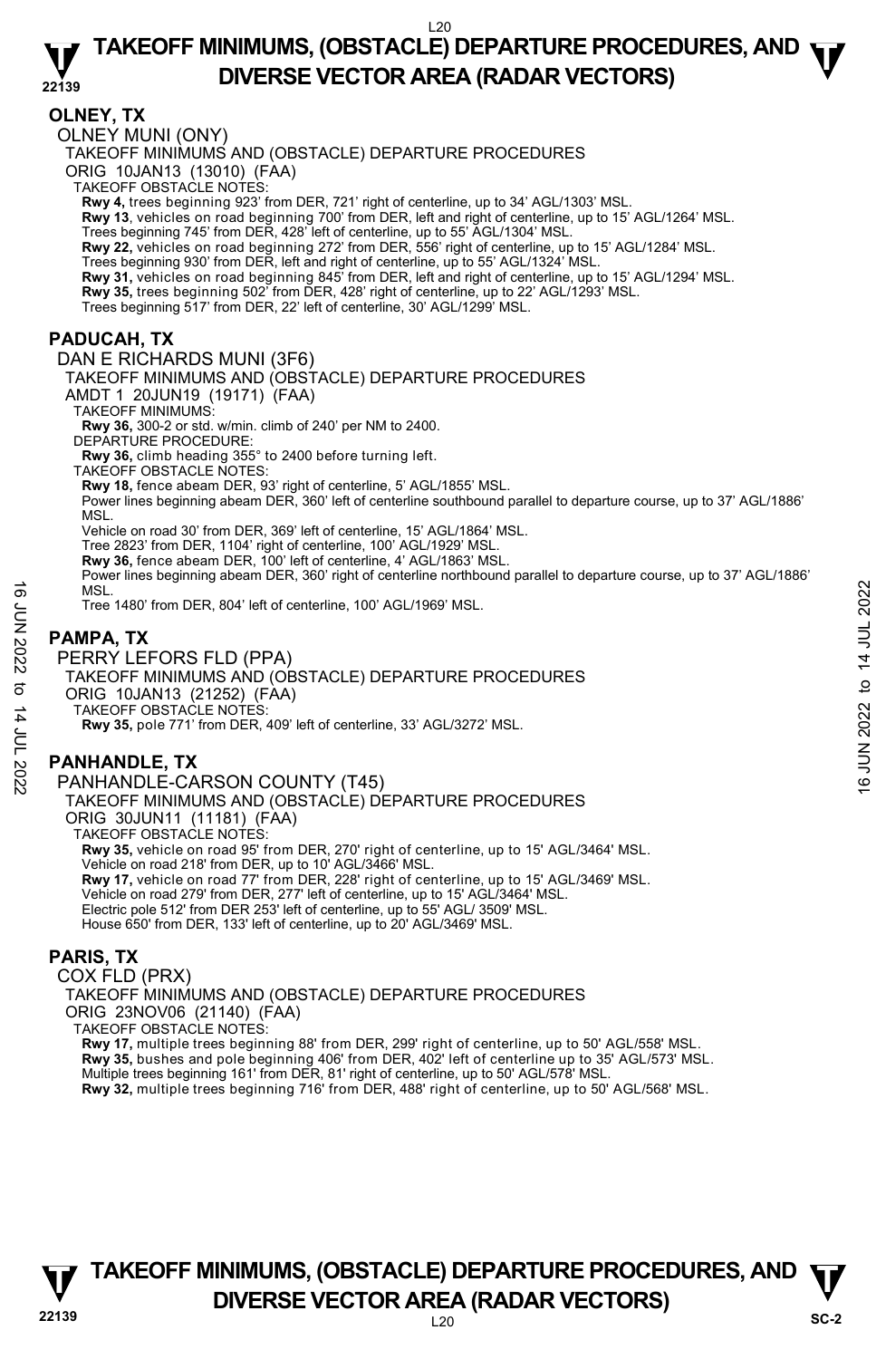## OLNEY, TX

### OLNEY MUNI (ONY)

TAKEOFF MINIMUMS AND (OBSTACLE) DEPARTURE PROCEDURES
ORIG 10JAN13 (13010) (FAA)
TAKEOFF OBSTACLE NOTES:
**Rwy 4,** trees beginning 923' from DER, 721' right of centerline, up to 34' AGL/1303' MSL.
**Rwy 13**, vehicles on road beginning 700' from DER, left and right of centerline, up to 15' AGL/1264' MSL.
Trees beginning 745' from DER, 428' left of centerline, up to 55' AGL/1304' MSL.
**Rwy 22,** vehicles on road beginning 272' from DER, 556' right of centerline, up to 15' AGL/1284' MSL.
Trees beginning 930' from DER, left and right of centerline, up to 55' AGL/1324' MSL.
**Rwy 31,** vehicles on road beginning 845' from DER, left and right of centerline, up to 15' AGL/1294' MSL.
**Rwy 35,** trees beginning 502' from DER, 428' right of centerline, up to 22' AGL/1293' MSL.
Trees beginning 517' from DER, 22' left of centerline, 30' AGL/1299' MSL.

## PADUCAH, TX

### DAN E RICHARDS MUNI (3F6)

TAKEOFF MINIMUMS AND (OBSTACLE) DEPARTURE PROCEDURES
AMDT 1 20JUN19 (19171) (FAA)
TAKEOFF MINIMUMS:
**Rwy 36,** 300-2 or std. w/min. climb of 240' per NM to 2400.
DEPARTURE PROCEDURE:
**Rwy 36,** climb heading 355° to 2400 before turning left.
TAKEOFF OBSTACLE NOTES:
**Rwy 18,** fence abeam DER, 93' right of centerline, 5' AGL/1855' MSL.
Power lines beginning abeam DER, 360' left of centerline southbound parallel to departure course, up to 37' AGL/1886' MSL.
Vehicle on road 30' from DER, 369' left of centerline, 15' AGL/1864' MSL.
Tree 2823' from DER, 1104' right of centerline, 100' AGL/1929' MSL.
**Rwy 36,** fence abeam DER, 100' left of centerline, 4' AGL/1863' MSL.
Power lines beginning abeam DER, 360' right of centerline northbound parallel to departure course, up to 37' AGL/1886' MSL.
Tree 1480' from DER, 804' left of centerline, 100' AGL/1969' MSL.

## PAMPA, TX

### PERRY LEFORS FLD (PPA)

TAKEOFF MINIMUMS AND (OBSTACLE) DEPARTURE PROCEDURES
ORIG 10JAN13 (21252) (FAA)
TAKEOFF OBSTACLE NOTES:
**Rwy 35,** pole 771' from DER, 409' left of centerline, 33' AGL/3272' MSL.

## PANHANDLE, TX

### PANHANDLE-CARSON COUNTY (T45)

TAKEOFF MINIMUMS AND (OBSTACLE) DEPARTURE PROCEDURES
ORIG 30JUN11 (11181) (FAA)
TAKEOFF OBSTACLE NOTES:
**Rwy 35,** vehicle on road 95' from DER, 270' right of centerline, up to 15' AGL/3464' MSL.
Vehicle on road 218' from DER, up to 10' AGL/3466' MSL.
**Rwy 17,** vehicle on road 77' from DER, 228' right of centerline, up to 15' AGL/3469' MSL.
Vehicle on road 279' from DER, 277' left of centerline, up to 15' AGL/3464' MSL.
Electric pole 512' from DER 253' left of centerline, up to 55' AGL/ 3509' MSL.
House 650' from DER, 133' left of centerline, up to 20' AGL/3469' MSL.

## PARIS, TX

### COX FLD (PRX)

TAKEOFF MINIMUMS AND (OBSTACLE) DEPARTURE PROCEDURES
ORIG 23NOV06 (21140) (FAA)
TAKEOFF OBSTACLE NOTES:
**Rwy 17,** multiple trees beginning 88' from DER, 299' right of centerline, up to 50' AGL/558' MSL.
**Rwy 35,** bushes and pole beginning 406' from DER, 402' left of centerline up to 35' AGL/573' MSL.
Multiple trees beginning 161' from DER, 81' right of centerline, up to 50' AGL/578' MSL.
**Rwy 32,** multiple trees beginning 716' from DER, 488' right of centerline, up to 50' AGL/568' MSL.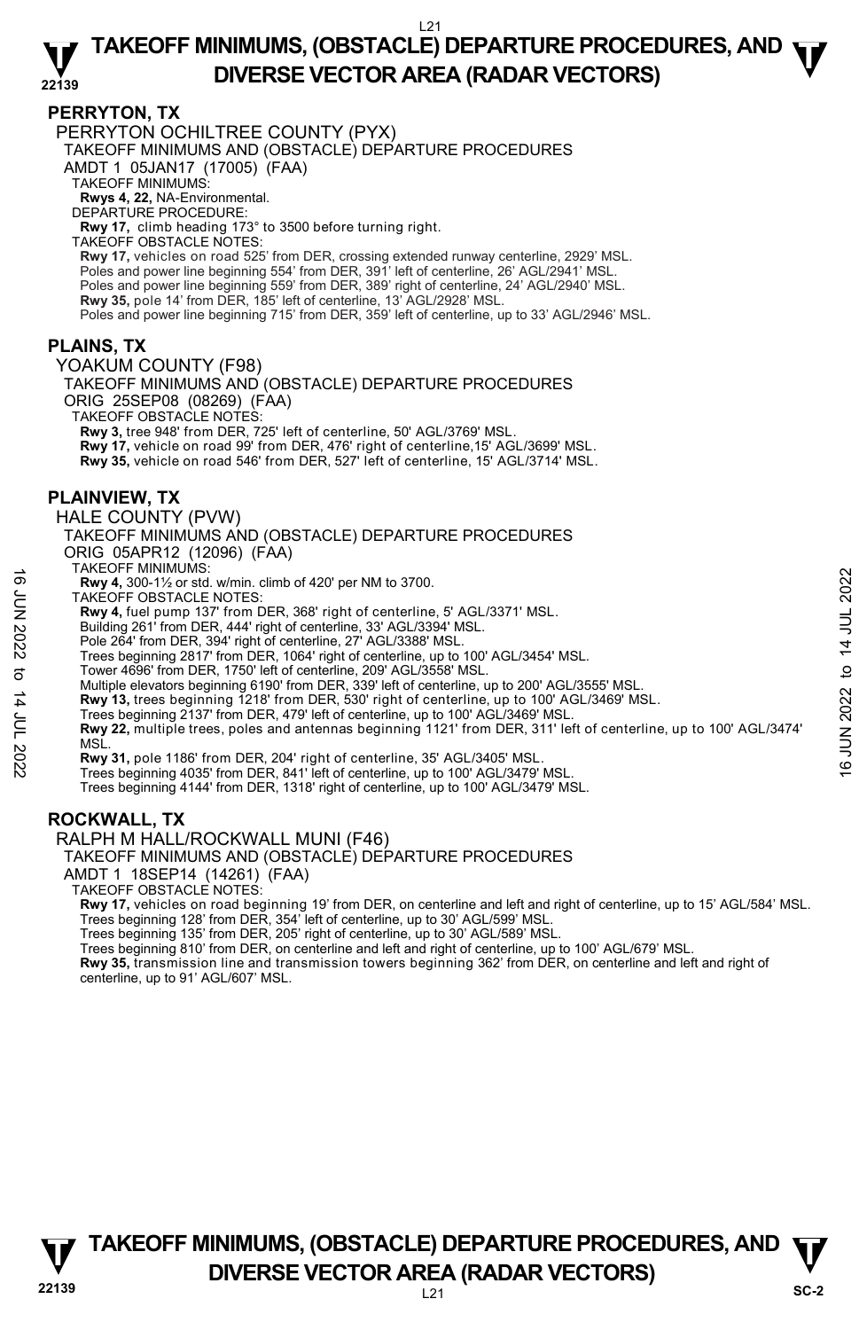## PERRYTON, TX

PERRYTON OCHILTREE COUNTY (PYX)

TAKEOFF MINIMUMS AND (OBSTACLE) DEPARTURE PROCEDURES

AMDT 1 05JAN17 (17005) (FAA)

TAKEOFF MINIMUMS:

**Rwys 4, 22,** NA-Environmental.

DEPARTURE PROCEDURE:

**Rwy 17,** climb heading 173° to 3500 before turning right.

TAKEOFF OBSTACLE NOTES:

**Rwy 17,** vehicles on road 525' from DER, crossing extended runway centerline, 2929' MSL.
Poles and power line beginning 554' from DER, 391' left of centerline, 26' AGL/2941' MSL.
Poles and power line beginning 559' from DER, 389' right of centerline, 24' AGL/2940' MSL.
**Rwy 35,** pole 14' from DER, 185' left of centerline, 13' AGL/2928' MSL.
Poles and power line beginning 715' from DER, 359' left of centerline, up to 33' AGL/2946' MSL.

## PLAINS, TX

YOAKUM COUNTY (F98)

TAKEOFF MINIMUMS AND (OBSTACLE) DEPARTURE PROCEDURES

ORIG 25SEP08 (08269) (FAA)

TAKEOFF OBSTACLE NOTES:

**Rwy 3,** tree 948' from DER, 725' left of centerline, 50' AGL/3769' MSL.
**Rwy 17,** vehicle on road 99' from DER, 476' right of centerline,15' AGL/3699' MSL.
**Rwy 35,** vehicle on road 546' from DER, 527' left of centerline, 15' AGL/3714' MSL.

## PLAINVIEW, TX

HALE COUNTY (PVW)

TAKEOFF MINIMUMS AND (OBSTACLE) DEPARTURE PROCEDURES

ORIG 05APR12 (12096) (FAA)

TAKEOFF MINIMUMS:

**Rwy 4,** 300-1½ or std. w/min. climb of 420' per NM to 3700.

TAKEOFF OBSTACLE NOTES:

**Rwy 4,** fuel pump 137' from DER, 368' right of centerline, 5' AGL/3371' MSL.
Building 261' from DER, 444' right of centerline, 33' AGL/3394' MSL.
Pole 264' from DER, 394' right of centerline, 27' AGL/3388' MSL.
Trees beginning 2817' from DER, 1064' right of centerline, up to 100' AGL/3454' MSL.
Tower 4696' from DER, 1750' left of centerline, 209' AGL/3558' MSL.
Multiple elevators beginning 6190' from DER, 339' left of centerline, up to 200' AGL/3555' MSL.
**Rwy 13,** trees beginning 1218' from DER, 530' right of centerline, up to 100' AGL/3469' MSL.
Trees beginning 2137' from DER, 479' left of centerline, up to 100' AGL/3469' MSL.
**Rwy 22,** multiple trees, poles and antennas beginning 1121' from DER, 311' left of centerline, up to 100' AGL/3474' MSL.
**Rwy 31,** pole 1186' from DER, 204' right of centerline, 35' AGL/3405' MSL.
Trees beginning 4035' from DER, 841' left of centerline, up to 100' AGL/3479' MSL.
Trees beginning 4144' from DER, 1318' right of centerline, up to 100' AGL/3479' MSL.

## ROCKWALL, TX

RALPH M HALL/ROCKWALL MUNI (F46)

TAKEOFF MINIMUMS AND (OBSTACLE) DEPARTURE PROCEDURES

AMDT 1 18SEP14 (14261) (FAA)

TAKEOFF OBSTACLE NOTES:

**Rwy 17,** vehicles on road beginning 19' from DER, on centerline and left and right of centerline, up to 15' AGL/584' MSL.
Trees beginning 128' from DER, 354' left of centerline, up to 30' AGL/599' MSL.
Trees beginning 135' from DER, 205' right of centerline, up to 30' AGL/589' MSL.
Trees beginning 810' from DER, on centerline and left and right of centerline, up to 100' AGL/679' MSL.
**Rwy 35,** transmission line and transmission towers beginning 362' from DER, on centerline and left and right of centerline, up to 91' AGL/607' MSL.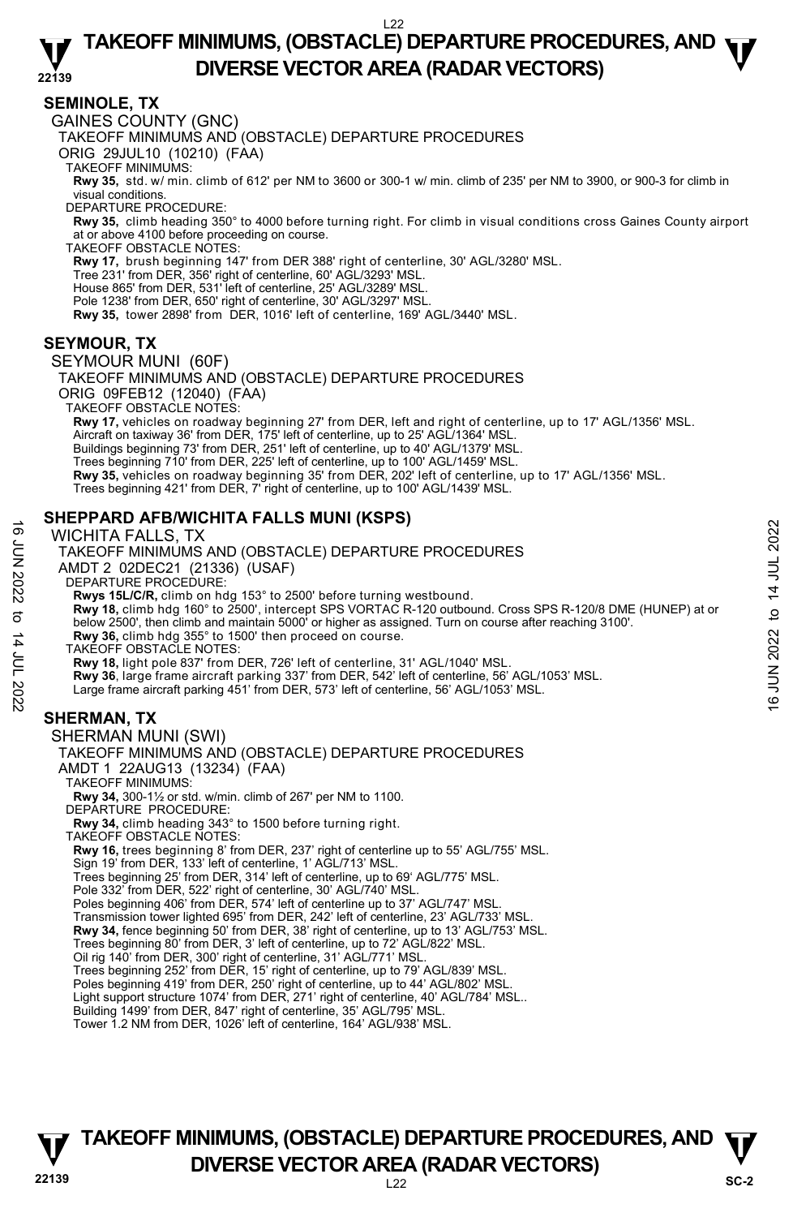## SEMINOLE, TX

GAINES COUNTY (GNC)

TAKEOFF MINIMUMS AND (OBSTACLE) DEPARTURE PROCEDURES

ORIG 29JUL10 (10210) (FAA)

TAKEOFF MINIMUMS:

**Rwy 35,** std. w/ min. climb of 612' per NM to 3600 or 300-1 w/ min. climb of 235' per NM to 3900, or 900-3 for climb in visual conditions.

DEPARTURE PROCEDURE:

**Rwy 35,** climb heading 350° to 4000 before turning right. For climb in visual conditions cross Gaines County airport at or above 4100 before proceeding on course.

TAKEOFF OBSTACLE NOTES:

**Rwy 17,** brush beginning 147' from DER 388' right of centerline, 30' AGL/3280' MSL.
Tree 231' from DER, 356' right of centerline, 60' AGL/3293' MSL.
House 865' from DER, 531' left of centerline, 25' AGL/3289' MSL.
Pole 1238' from DER, 650' right of centerline, 30' AGL/3297' MSL.
**Rwy 35,** tower 2898' from DER, 1016' left of centerline, 169' AGL/3440' MSL.

## SEYMOUR, TX

SEYMOUR MUNI (60F)

TAKEOFF MINIMUMS AND (OBSTACLE) DEPARTURE PROCEDURES

ORIG 09FEB12 (12040) (FAA)

TAKEOFF OBSTACLE NOTES:

**Rwy 17,** vehicles on roadway beginning 27' from DER, left and right of centerline, up to 17' AGL/1356' MSL.
Aircraft on taxiway 36' from DER, 175' left of centerline, up to 25' AGL/1364' MSL.
Buildings beginning 73' from DER, 251' left of centerline, up to 40' AGL/1379' MSL.
Trees beginning 710' from DER, 225' left of centerline, up to 100' AGL/1459' MSL.
**Rwy 35,** vehicles on roadway beginning 35' from DER, 202' left of centerline, up to 17' AGL/1356' MSL.
Trees beginning 421' from DER, 7' right of centerline, up to 100' AGL/1439' MSL.

## SHEPPARD AFB/WICHITA FALLS MUNI (KSPS)

WICHITA FALLS, TX

TAKEOFF MINIMUMS AND (OBSTACLE) DEPARTURE PROCEDURES

AMDT 2 02DEC21 (21336) (USAF)

DEPARTURE PROCEDURE:

**Rwys 15L/C/R,** climb on hdg 153° to 2500' before turning westbound.
**Rwy 18,** climb hdg 160° to 2500', intercept SPS VORTAC R-120 outbound. Cross SPS R-120/8 DME (HUNEP) at or below 2500', then climb and maintain 5000' or higher as assigned. Turn on course after reaching 3100'.
**Rwy 36,** climb hdg 355° to 1500' then proceed on course.

TAKEOFF OBSTACLE NOTES:

**Rwy 18,** light pole 837' from DER, 726' left of centerline, 31' AGL/1040' MSL.
**Rwy 36**, large frame aircraft parking 337' from DER, 542' left of centerline, 56' AGL/1053' MSL.
Large frame aircraft parking 451' from DER, 573' left of centerline, 56' AGL/1053' MSL.

## SHERMAN, TX

SHERMAN MUNI (SWI)

TAKEOFF MINIMUMS AND (OBSTACLE) DEPARTURE PROCEDURES

AMDT 1 22AUG13 (13234) (FAA)

TAKEOFF MINIMUMS:

**Rwy 34,** 300-1½ or std. w/min. climb of 267' per NM to 1100.

DEPARTURE PROCEDURE:

**Rwy 34,** climb heading 343° to 1500 before turning right.

TAKEOFF OBSTACLE NOTES:

**Rwy 16,** trees beginning 8' from DER, 237' right of centerline up to 55' AGL/755' MSL.
Sign 19' from DER, 133' left of centerline, 1' AGL/713' MSL.
Trees beginning 25' from DER, 314' left of centerline, up to 69' AGL/775' MSL.
Pole 332' from DER, 522' right of centerline, 30' AGL/740' MSL.
Poles beginning 406' from DER, 574' left of centerline up to 37' AGL/747' MSL.
Transmission tower lighted 695' from DER, 242' left of centerline, 23' AGL/733' MSL.
**Rwy 34,** fence beginning 50' from DER, 38' right of centerline, up to 13' AGL/753' MSL.
Trees beginning 80' from DER, 3' left of centerline, up to 72' AGL/822' MSL.
Oil rig 140' from DER, 300' right of centerline, 31' AGL/771' MSL.
Trees beginning 252' from DER, 15' right of centerline, up to 79' AGL/839' MSL.
Poles beginning 419' from DER, 250' right of centerline, up to 44' AGL/802' MSL.
Light support structure 1074' from DER, 271' right of centerline, 40' AGL/784' MSL..
Building 1499' from DER, 847' right of centerline, 35' AGL/795' MSL.
Tower 1.2 NM from DER, 1026' left of centerline, 164' AGL/938' MSL.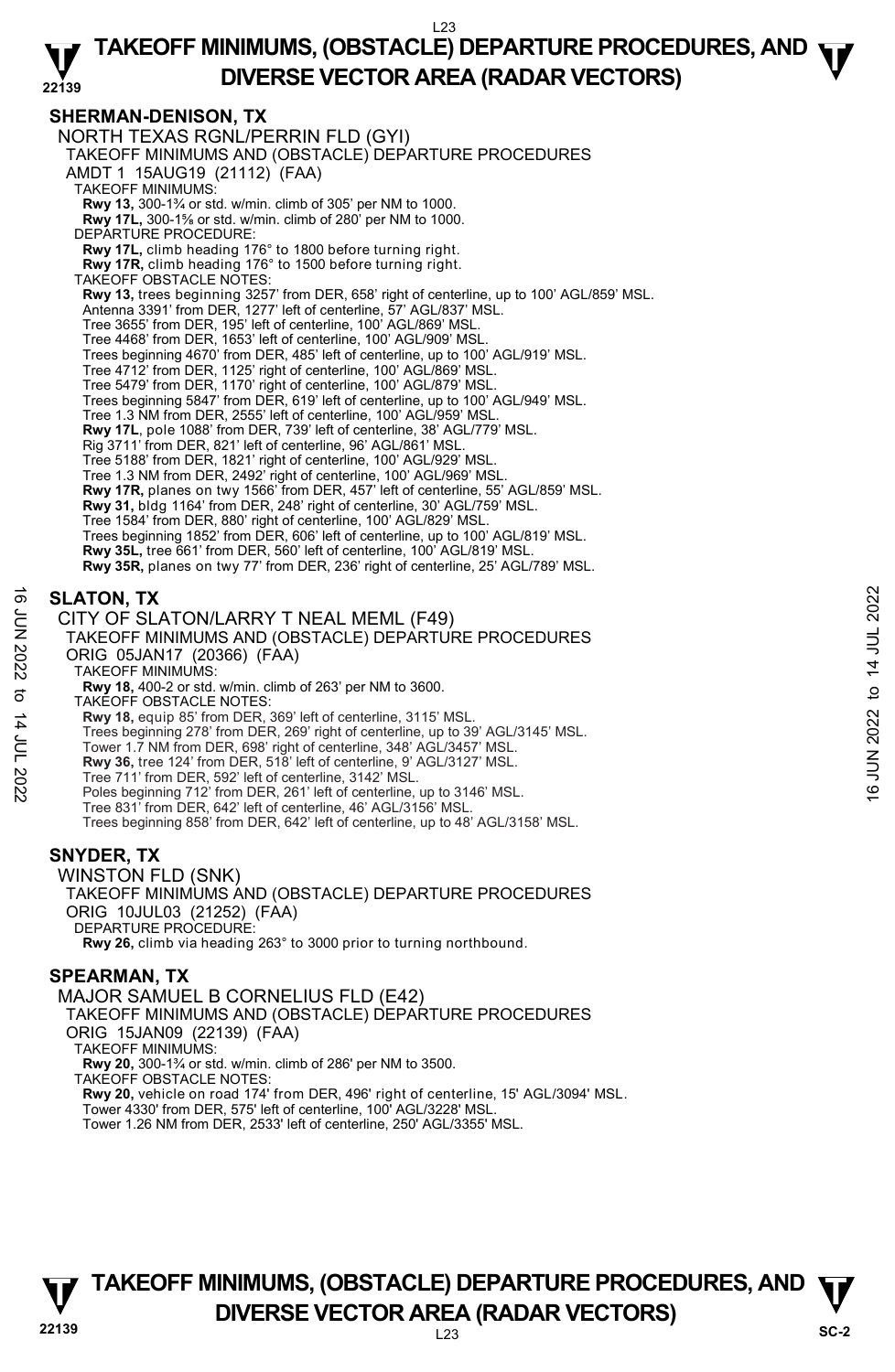## SHERMAN-DENISON, TX

NORTH TEXAS RGNL/PERRIN FLD (GYI)
TAKEOFF MINIMUMS AND (OBSTACLE) DEPARTURE PROCEDURES
AMDT 1 15AUG19 (21112) (FAA)
TAKEOFF MINIMUMS:
**Rwy 13,** 300-1¾ or std. w/min. climb of 305' per NM to 1000.
**Rwy 17L,** 300-1⅝ or std. w/min. climb of 280' per NM to 1000.
DEPARTURE PROCEDURE:
**Rwy 17L,** climb heading 176° to 1800 before turning right.
**Rwy 17R,** climb heading 176° to 1500 before turning right.
TAKEOFF OBSTACLE NOTES:
**Rwy 13,** trees beginning 3257' from DER, 658' right of centerline, up to 100' AGL/859' MSL.
Antenna 3391' from DER, 1277' left of centerline, 57' AGL/837' MSL.
Tree 3655' from DER, 195' left of centerline, 100' AGL/869' MSL.
Tree 4468' from DER, 1653' left of centerline, 100' AGL/909' MSL.
Trees beginning 4670' from DER, 485' left of centerline, up to 100' AGL/919' MSL.
Tree 4712' from DER, 1125' right of centerline, 100' AGL/869' MSL.
Tree 5479' from DER, 1170' right of centerline, 100' AGL/879' MSL.
Trees beginning 5847' from DER, 619' left of centerline, up to 100' AGL/949' MSL.
Tree 1.3 NM from DER, 2555' left of centerline, 100' AGL/959' MSL.
**Rwy 17L,** pole 1088' from DER, 739' left of centerline, 38' AGL/779' MSL.
Rig 3711' from DER, 821' left of centerline, 96' AGL/861' MSL.
Tree 5188' from DER, 1821' right of centerline, 100' AGL/929' MSL.
Tree 1.3 NM from DER, 2492' right of centerline, 100' AGL/969' MSL.
**Rwy 17R,** planes on twy 1566' from DER, 457' left of centerline, 55' AGL/859' MSL.
**Rwy 31,** bldg 1164' from DER, 248' right of centerline, 30' AGL/759' MSL.
Tree 1584' from DER, 880' right of centerline, 100' AGL/829' MSL.
Trees beginning 1852' from DER, 606' left of centerline, up to 100' AGL/819' MSL.
**Rwy 35L,** tree 661' from DER, 560' left of centerline, 100' AGL/819' MSL.
**Rwy 35R,** planes on twy 77' from DER, 236' right of centerline, 25' AGL/789' MSL.

## SLATON, TX

CITY OF SLATON/LARRY T NEAL MEML (F49)
TAKEOFF MINIMUMS AND (OBSTACLE) DEPARTURE PROCEDURES
ORIG 05JAN17 (20366) (FAA)
TAKEOFF MINIMUMS:
**Rwy 18,** 400-2 or std. w/min. climb of 263' per NM to 3600.
TAKEOFF OBSTACLE NOTES:
**Rwy 18,** equip 85' from DER, 369' left of centerline, 3115' MSL.
Trees beginning 278' from DER, 269' right of centerline, up to 39' AGL/3145' MSL.
Tower 1.7 NM from DER, 698' right of centerline, 348' AGL/3457' MSL.
**Rwy 36,** tree 124' from DER, 518' left of centerline, 9' AGL/3127' MSL.
Tree 711' from DER, 592' left of centerline, 3142' MSL.
Poles beginning 712' from DER, 261' left of centerline, up to 3146' MSL.
Tree 831' from DER, 642' left of centerline, 46' AGL/3156' MSL.
Trees beginning 858' from DER, 642' left of centerline, up to 48' AGL/3158' MSL.

## SNYDER, TX

WINSTON FLD (SNK)
TAKEOFF MINIMUMS AND (OBSTACLE) DEPARTURE PROCEDURES
ORIG 10JUL03 (21252) (FAA)
DEPARTURE PROCEDURE:
**Rwy 26,** climb via heading 263° to 3000 prior to turning northbound.

## SPEARMAN, TX

MAJOR SAMUEL B CORNELIUS FLD (E42)
TAKEOFF MINIMUMS AND (OBSTACLE) DEPARTURE PROCEDURES
ORIG 15JAN09 (22139) (FAA)
TAKEOFF MINIMUMS:
**Rwy 20,** 300-1¾ or std. w/min. climb of 286' per NM to 3500.
TAKEOFF OBSTACLE NOTES:
**Rwy 20,** vehicle on road 174' from DER, 496' right of centerline, 15' AGL/3094' MSL.
Tower 4330' from DER, 575' left of centerline, 100' AGL/3228' MSL.
Tower 1.26 NM from DER, 2533' left of centerline, 250' AGL/3355' MSL.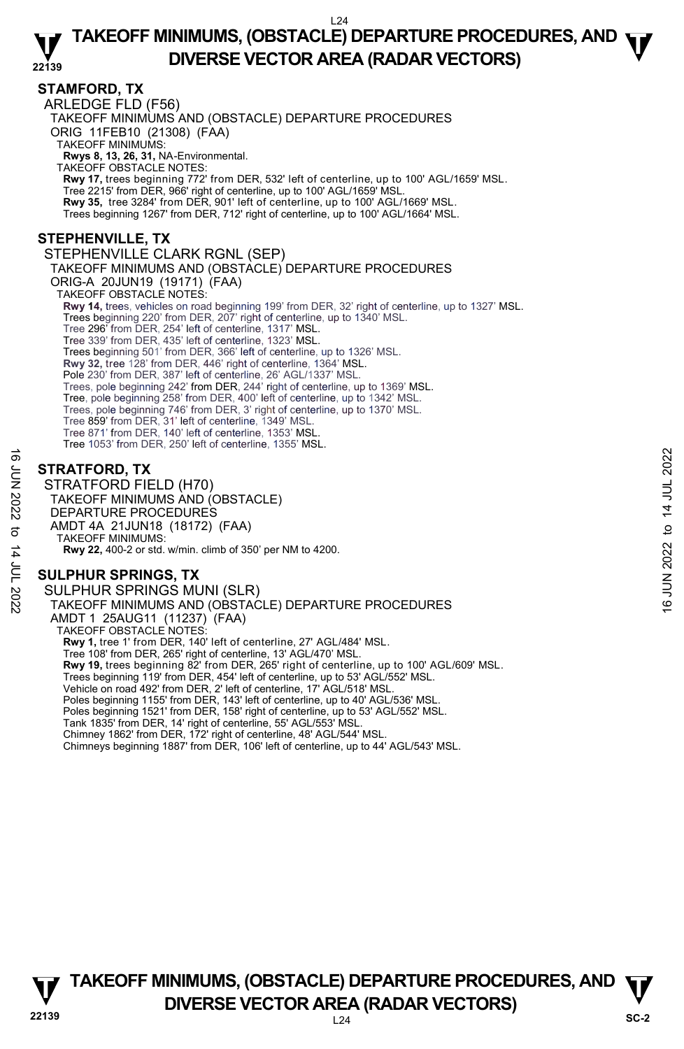## STAMFORD, TX

ARLEDGE FLD (F56)

TAKEOFF MINIMUMS AND (OBSTACLE) DEPARTURE PROCEDURES

ORIG 11FEB10 (21308) (FAA)

TAKEOFF MINIMUMS:

**Rwys 8, 13, 26, 31,** NA-Environmental.

TAKEOFF OBSTACLE NOTES:

**Rwy 17,** trees beginning 772' from DER, 532' left of centerline, up to 100' AGL/1659' MSL.
Tree 2215' from DER, 966' right of centerline, up to 100' AGL/1659' MSL.
**Rwy 35,** tree 3284' from DER, 901' left of centerline, up to 100' AGL/1669' MSL.
Trees beginning 1267' from DER, 712' right of centerline, up to 100' AGL/1664' MSL.

## STEPHENVILLE, TX

STEPHENVILLE CLARK RGNL (SEP)

TAKEOFF MINIMUMS AND (OBSTACLE) DEPARTURE PROCEDURES

ORIG-A 20JUN19 (19171) (FAA)

TAKEOFF OBSTACLE NOTES:

**Rwy 14,** trees, vehicles on road beginning 199' from DER, 32' right of centerline, up to 1327' MSL.
Trees beginning 220' from DER, 207' right of centerline, up to 1340' MSL.
Tree 296' from DER, 254' left of centerline, 1317' MSL.
Tree 339' from DER, 435' left of centerline, 1323' MSL.
Trees beginning 501' from DER, 366' left of centerline, up to 1326' MSL.
**Rwy 32,** tree 128' from DER, 446' right of centerline, 1364' MSL.
Pole 230' from DER, 387' left of centerline, 26' AGL/1337' MSL.
Trees, pole beginning 242' from DER, 244' right of centerline, up to 1369' MSL.
Tree, pole beginning 258' from DER, 400' left of centerline, up to 1342' MSL.
Trees, pole beginning 746' from DER, 3' right of centerline, up to 1370' MSL.
Tree 859' from DER, 31' left of centerline, 1349' MSL.
Tree 871' from DER, 140' left of centerline, 1353' MSL.
Tree 1053' from DER, 250' left of centerline, 1355' MSL.

## STRATFORD, TX

STRATFORD FIELD (H70)

TAKEOFF MINIMUMS AND (OBSTACLE) DEPARTURE PROCEDURES

AMDT 4A 21JUN18 (18172) (FAA)

TAKEOFF MINIMUMS:

**Rwy 22,** 400-2 or std. w/min. climb of 350' per NM to 4200.

## SULPHUR SPRINGS, TX

SULPHUR SPRINGS MUNI (SLR)

TAKEOFF MINIMUMS AND (OBSTACLE) DEPARTURE PROCEDURES

AMDT 1 25AUG11 (11237) (FAA)

TAKEOFF OBSTACLE NOTES:

**Rwy 1,** tree 1' from DER, 140' left of centerline, 27' AGL/484' MSL.
Tree 108' from DER, 265' right of centerline, 13' AGL/470' MSL.
**Rwy 19,** trees beginning 82' from DER, 265' right of centerline, up to 100' AGL/609' MSL.
Trees beginning 119' from DER, 454' left of centerline, up to 53' AGL/552' MSL.
Vehicle on road 492' from DER, 2' left of centerline, 17' AGL/518' MSL.
Poles beginning 1155' from DER, 143' left of centerline, up to 40' AGL/536' MSL.
Poles beginning 1521' from DER, 158' right of centerline, up to 53' AGL/552' MSL.
Tank 1835' from DER, 14' right of centerline, 55' AGL/553' MSL.
Chimney 1862' from DER, 172' right of centerline, 48' AGL/544' MSL.
Chimneys beginning 1887' from DER, 106' left of centerline, up to 44' AGL/543' MSL.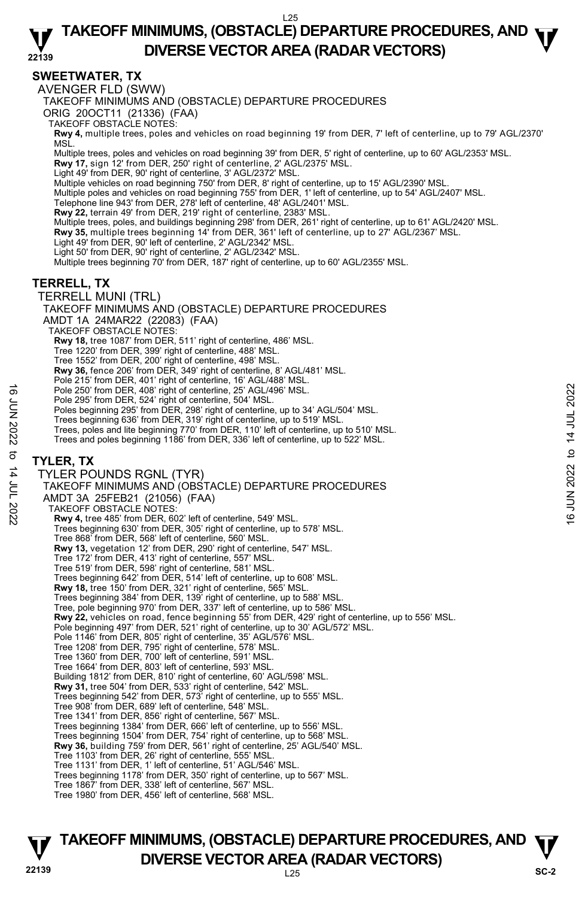## SWEETWATER, TX

AVENGER FLD (SWW)

TAKEOFF MINIMUMS AND (OBSTACLE) DEPARTURE PROCEDURES

ORIG 20OCT11 (21336) (FAA)

TAKEOFF OBSTACLE NOTES:

**Rwy 4,** multiple trees, poles and vehicles on road beginning 19' from DER, 7' left of centerline, up to 79' AGL/2370' MSL.
Multiple trees, poles and vehicles on road beginning 39' from DER, 5' right of centerline, up to 60' AGL/2353' MSL.
**Rwy 17,** sign 12' from DER, 250' right of centerline, 2' AGL/2375' MSL.
Light 49' from DER, 90' right of centerline, 3' AGL/2372' MSL.
Multiple vehicles on road beginning 750' from DER, 8' right of centerline, up to 15' AGL/2390' MSL.
Multiple poles and vehicles on road beginning 755' from DER, 1' left of centerline, up to 54' AGL/2407' MSL.
Telephone line 943' from DER, 278' left of centerline, 48' AGL/2401' MSL.
**Rwy 22,** terrain 49' from DER, 219' right of centerline, 2383' MSL.
Multiple trees, poles, and buildings beginning 298' from DER, 261' right of centerline, up to 61' AGL/2420' MSL.
**Rwy 35,** multiple trees beginning 14' from DER, 361' left of centerline, up to 27' AGL/2367' MSL.
Light 49' from DER, 90' left of centerline, 2' AGL/2342' MSL.
Light 50' from DER, 90' right of centerline, 2' AGL/2342' MSL.
Multiple trees beginning 70' from DER, 187' right of centerline, up to 60' AGL/2355' MSL.

## TERRELL, TX

TERRELL MUNI (TRL)

TAKEOFF MINIMUMS AND (OBSTACLE) DEPARTURE PROCEDURES

AMDT 1A 24MAR22 (22083) (FAA)

TAKEOFF OBSTACLE NOTES:

**Rwy 18,** tree 1087' from DER, 511' right of centerline, 486' MSL.
Tree 1220' from DER, 399' right of centerline, 488' MSL.
Tree 1552' from DER, 200' right of centerline, 498' MSL.
**Rwy 36,** fence 206' from DER, 349' right of centerline, 8' AGL/481' MSL.
Pole 215' from DER, 401' right of centerline, 16' AGL/488' MSL.
Pole 250' from DER, 408' right of centerline, 25' AGL/496' MSL.
Pole 295' from DER, 524' right of centerline, 504' MSL.
Poles beginning 295' from DER, 298' right of centerline, up to 34' AGL/504' MSL.
Trees beginning 636' from DER, 319' right of centerline, up to 519' MSL.
Trees, poles and lite beginning 770' from DER, 110' left of centerline, up to 510' MSL.
Trees and poles beginning 1186' from DER, 336' left of centerline, up to 522' MSL.

## TYLER, TX

TYLER POUNDS RGNL (TYR)

TAKEOFF MINIMUMS AND (OBSTACLE) DEPARTURE PROCEDURES

AMDT 3A 25FEB21 (21056) (FAA)

TAKEOFF OBSTACLE NOTES:

**Rwy 4,** tree 485' from DER, 602' left of centerline, 549' MSL.
Trees beginning 630' from DER, 305' right of centerline, up to 578' MSL.
Tree 868' from DER, 568' left of centerline, 560' MSL.
**Rwy 13,** vegetation 12' from DER, 290' right of centerline, 547' MSL.
Tree 172' from DER, 413' right of centerline, 557' MSL.
Tree 519' from DER, 598' right of centerline, 581' MSL.
Trees beginning 642' from DER, 514' left of centerline, up to 608' MSL.
**Rwy 18,** tree 150' from DER, 321' right of centerline, 565' MSL.
Trees beginning 384' from DER, 139' right of centerline, up to 588' MSL.
Tree, pole beginning 970' from DER, 337' left of centerline, up to 586' MSL.
**Rwy 22,** vehicles on road, fence beginning 55' from DER, 429' right of centerline, up to 556' MSL.
Pole beginning 497' from DER, 521' right of centerline, up to 30' AGL/572' MSL.
Pole 1146' from DER, 805' right of centerline, 35' AGL/576' MSL.
Tree 1208' from DER, 795' right of centerline, 578' MSL.
Tree 1360' from DER, 700' left of centerline, 591' MSL.
Tree 1664' from DER, 803' left of centerline, 593' MSL.
Building 1812' from DER, 810' right of centerline, 60' AGL/598' MSL.
**Rwy 31,** tree 504' from DER, 533' right of centerline, 542' MSL.
Trees beginning 542' from DER, 573' right of centerline, up to 555' MSL.
Tree 908' from DER, 689' left of centerline, 548' MSL.
Tree 1341' from DER, 856' right of centerline, 567' MSL.
Trees beginning 1384' from DER, 666' left of centerline, up to 556' MSL.
Trees beginning 1504' from DER, 754' right of centerline, up to 568' MSL.
**Rwy 36,** building 759' from DER, 561' right of centerline, 25' AGL/540' MSL.
Tree 1103' from DER, 26' right of centerline, 555' MSL.
Tree 1131' from DER, 1' left of centerline, 51' AGL/546' MSL.
Trees beginning 1178' from DER, 350' right of centerline, up to 567' MSL.
Tree 1867' from DER, 338' left of centerline, 567' MSL.
Tree 1980' from DER, 456' left of centerline, 568' MSL.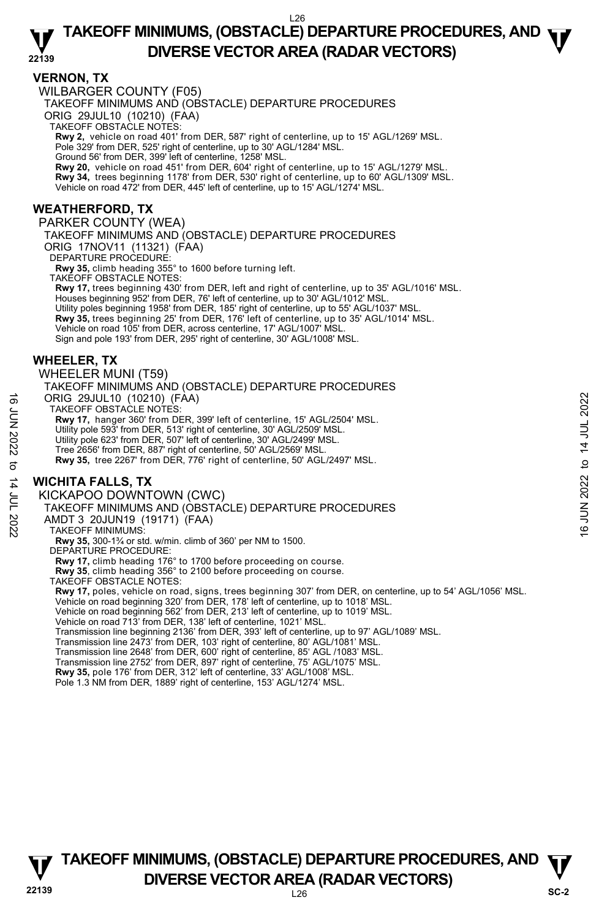## VERNON, TX

WILBARGER COUNTY (F05)

TAKEOFF MINIMUMS AND (OBSTACLE) DEPARTURE PROCEDURES

ORIG 29JUL10 (10210) (FAA)

TAKEOFF OBSTACLE NOTES:

**Rwy 2,** vehicle on road 401' from DER, 587' right of centerline, up to 15' AGL/1269' MSL.
Pole 329' from DER, 525' right of centerline, up to 30' AGL/1284' MSL.
Ground 56' from DER, 399' left of centerline, 1258' MSL.
**Rwy 20,** vehicle on road 451' from DER, 604' right of centerline, up to 15' AGL/1279' MSL.
**Rwy 34,** trees beginning 1178' from DER, 530' right of centerline, up to 60' AGL/1309' MSL.
Vehicle on road 472' from DER, 445' left of centerline, up to 15' AGL/1274' MSL.

## WEATHERFORD, TX

PARKER COUNTY (WEA)

TAKEOFF MINIMUMS AND (OBSTACLE) DEPARTURE PROCEDURES

ORIG 17NOV11 (11321) (FAA)

DEPARTURE PROCEDURE:

**Rwy 35,** climb heading 355° to 1600 before turning left.

TAKEOFF OBSTACLE NOTES:

**Rwy 17,** trees beginning 430' from DER, left and right of centerline, up to 35' AGL/1016' MSL.
Houses beginning 952' from DER, 76' left of centerline, up to 30' AGL/1012' MSL.
Utility poles beginning 1958' from DER, 185' right of centerline, up to 55' AGL/1037' MSL.
**Rwy 35,** trees beginning 25' from DER, 176' left of centerline, up to 35' AGL/1014' MSL.
Vehicle on road 105' from DER, across centerline, 17' AGL/1007' MSL.
Sign and pole 193' from DER, 295' right of centerline, 30' AGL/1008' MSL.

## WHEELER, TX

WHEELER MUNI (T59)

TAKEOFF MINIMUMS AND (OBSTACLE) DEPARTURE PROCEDURES

ORIG 29JUL10 (10210) (FAA)

TAKEOFF OBSTACLE NOTES:

**Rwy 17,** hanger 360' from DER, 399' left of centerline, 15' AGL/2504' MSL.
Utility pole 593' from DER, 513' right of centerline, 30' AGL/2509' MSL.
Utility pole 623' from DER, 507' left of centerline, 30' AGL/2499' MSL.
Tree 2656' from DER, 887' right of centerline, 50' AGL/2569' MSL.
**Rwy 35,** tree 2267' from DER, 776' right of centerline, 50' AGL/2497' MSL.

## WICHITA FALLS, TX

KICKAPOO DOWNTOWN (CWC)

TAKEOFF MINIMUMS AND (OBSTACLE) DEPARTURE PROCEDURES

AMDT 3 20JUN19 (19171) (FAA)

TAKEOFF MINIMUMS:

**Rwy 35,** 300-1¾ or std. w/min. climb of 360' per NM to 1500.

DEPARTURE PROCEDURE:

**Rwy 17,** climb heading 176° to 1700 before proceeding on course.
**Rwy 35**, climb heading 356° to 2100 before proceeding on course.

TAKEOFF OBSTACLE NOTES:

**Rwy 17,** poles, vehicle on road, signs, trees beginning 307' from DER, on centerline, up to 54' AGL/1056' MSL.
Vehicle on road beginning 320' from DER, 178' left of centerline, up to 1018' MSL.
Vehicle on road beginning 562' from DER, 213' left of centerline, up to 1019' MSL.
Vehicle on road 713' from DER, 138' left of centerline, 1021' MSL.
Transmission line beginning 2136' from DER, 393' left of centerline, up to 97' AGL/1089' MSL.
Transmission line 2473' from DER, 103' right of centerline, 80' AGL/1081' MSL.
Transmission line 2648' from DER, 600' right of centerline, 85' AGL /1083' MSL.
Transmission line 2752' from DER, 897' right of centerline, 75' AGL/1075' MSL.
**Rwy 35,** pole 176' from DER, 312' left of centerline, 33' AGL/1008' MSL.
Pole 1.3 NM from DER, 1889' right of centerline, 153' AGL/1274' MSL.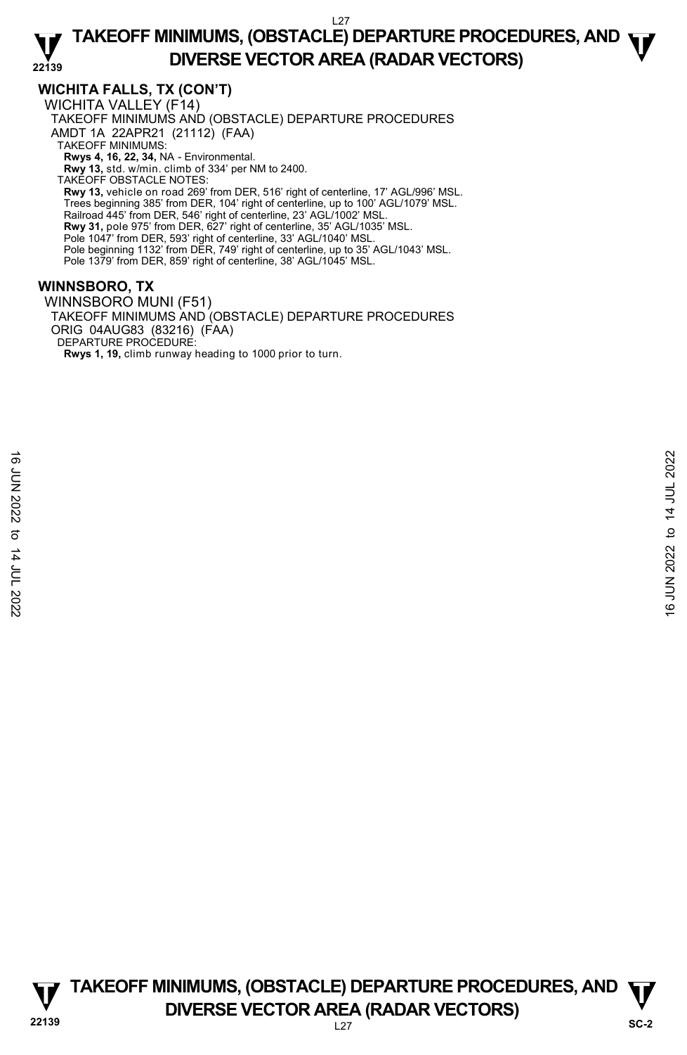## WICHITA FALLS, TX (CON'T)

WICHITA VALLEY (F14)
TAKEOFF MINIMUMS AND (OBSTACLE) DEPARTURE PROCEDURES
AMDT 1A 22APR21 (21112) (FAA)

TAKEOFF MINIMUMS:
**Rwys 4, 16, 22, 34,** NA - Environmental.
**Rwy 13,** std. w/min. climb of 334' per NM to 2400.

TAKEOFF OBSTACLE NOTES:
**Rwy 13,** vehicle on road 269' from DER, 516' right of centerline, 17' AGL/996' MSL.
Trees beginning 385' from DER, 104' right of centerline, up to 100' AGL/1079' MSL.
Railroad 445' from DER, 546' right of centerline, 23' AGL/1002' MSL.
**Rwy 31,** pole 975' from DER, 627' right of centerline, 35' AGL/1035' MSL.
Pole 1047' from DER, 593' right of centerline, 33' AGL/1040' MSL.
Pole beginning 1132' from DER, 749' right of centerline, up to 35' AGL/1043' MSL.
Pole 1379' from DER, 859' right of centerline, 38' AGL/1045' MSL.

## WINNSBORO, TX

WINNSBORO MUNI (F51)
TAKEOFF MINIMUMS AND (OBSTACLE) DEPARTURE PROCEDURES
ORIG 04AUG83 (83216) (FAA)

DEPARTURE PROCEDURE:
**Rwys 1, 19,** climb runway heading to 1000 prior to turn.